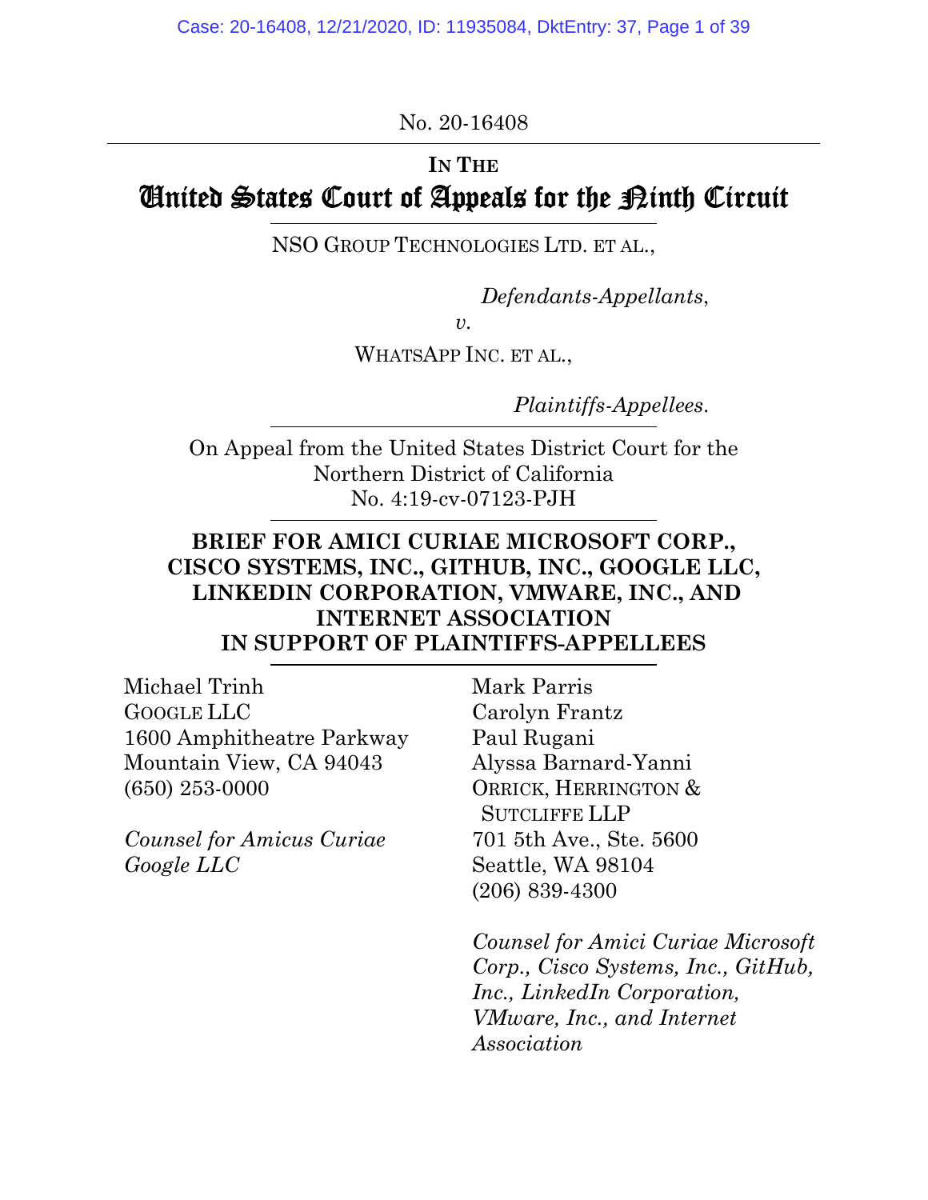No. 20-16408

---

IN THE

# United States Court of Appeals for the Ninth Circuit

---

NSO GROUP TECHNOLOGIES LTD. ET AL.,

*Defendants-Appellants*,

*v.*

WHATSAPP INC. ET AL.,

*Plaintiffs-Appellees*.

---

On Appeal from the United States District Court for the Northern District of California
No. 4:19-cv-07123-PJH

---

**BRIEF FOR AMICI CURIAE MICROSOFT CORP., CISCO SYSTEMS, INC., GITHUB, INC., GOOGLE LLC, LINKEDIN CORPORATION, VMWARE, INC., AND INTERNET ASSOCIATION IN SUPPORT OF PLAINTIFFS-APPELLEES**

---

Michael Trinh
GOOGLE LLC
1600 Amphitheatre Parkway
Mountain View, CA 94043
(650) 253-0000

*Counsel for Amicus Curiae Google LLC*

Mark Parris
Carolyn Frantz
Paul Rugani
Alyssa Barnard-Yanni
ORRICK, HERRINGTON & SUTCLIFFE LLP
701 5th Ave., Ste. 5600
Seattle, WA 98104
(206) 839-4300

*Counsel for Amici Curiae Microsoft Corp., Cisco Systems, Inc., GitHub, Inc., LinkedIn Corporation, VMware, Inc., and Internet Association*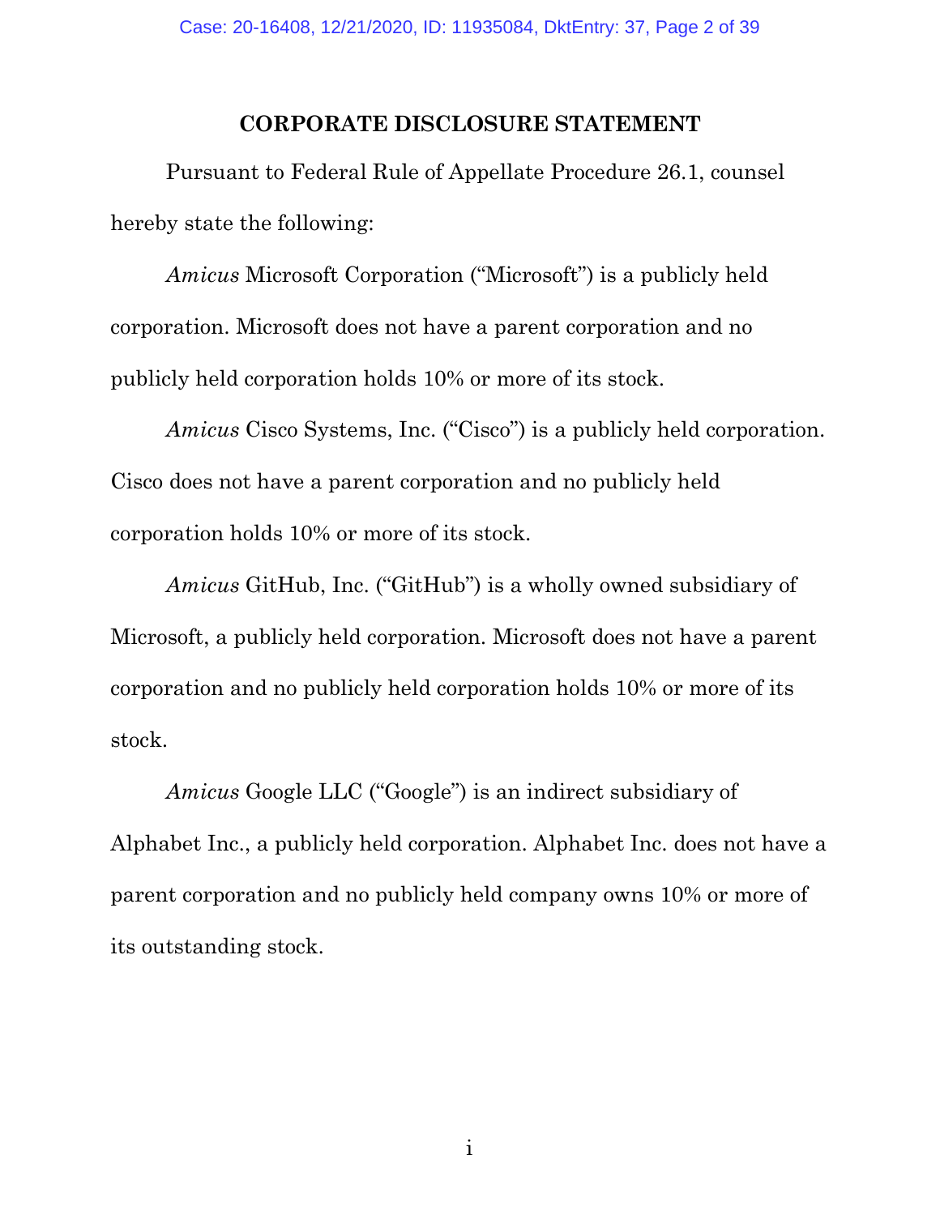## CORPORATE DISCLOSURE STATEMENT

Pursuant to Federal Rule of Appellate Procedure 26.1, counsel hereby state the following:

*Amicus* Microsoft Corporation ("Microsoft") is a publicly held corporation. Microsoft does not have a parent corporation and no publicly held corporation holds 10% or more of its stock.

*Amicus* Cisco Systems, Inc. ("Cisco") is a publicly held corporation. Cisco does not have a parent corporation and no publicly held corporation holds 10% or more of its stock.

*Amicus* GitHub, Inc. ("GitHub") is a wholly owned subsidiary of Microsoft, a publicly held corporation. Microsoft does not have a parent corporation and no publicly held corporation holds 10% or more of its stock.

*Amicus* Google LLC ("Google") is an indirect subsidiary of Alphabet Inc., a publicly held corporation. Alphabet Inc. does not have a parent corporation and no publicly held company owns 10% or more of its outstanding stock.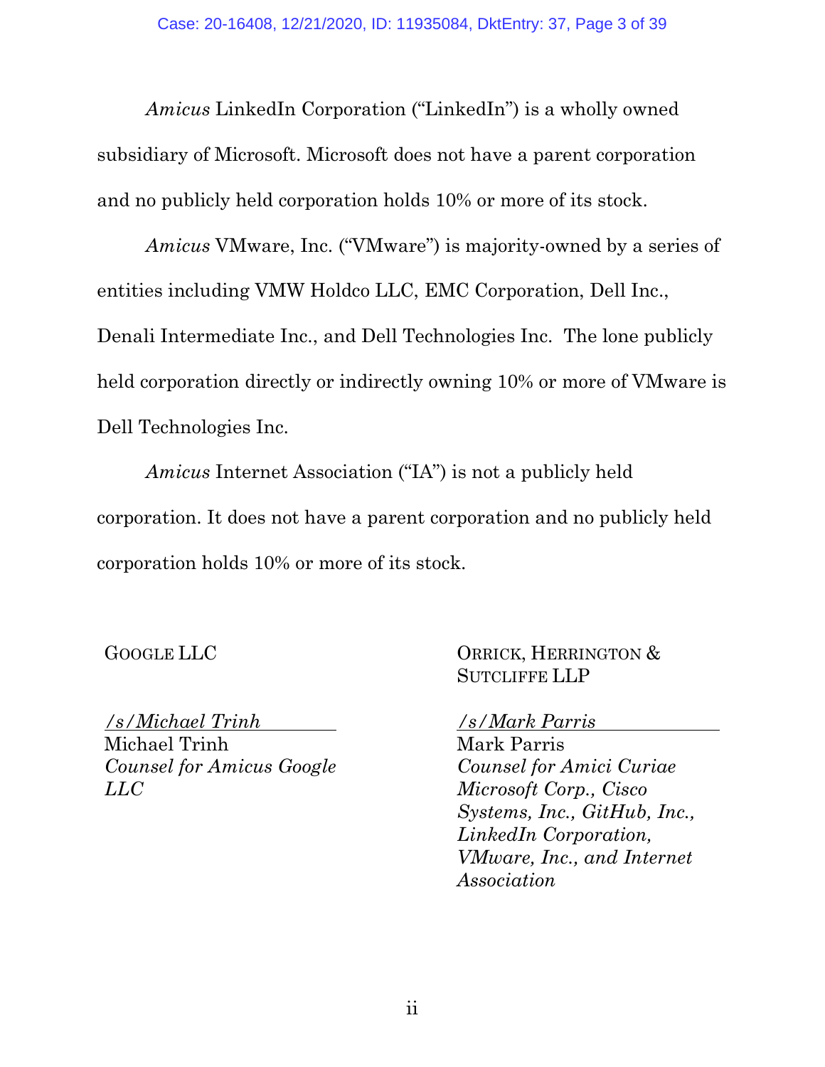*Amicus* LinkedIn Corporation ("LinkedIn") is a wholly owned subsidiary of Microsoft. Microsoft does not have a parent corporation and no publicly held corporation holds 10% or more of its stock.

*Amicus* VMware, Inc. ("VMware") is majority-owned by a series of entities including VMW Holdco LLC, EMC Corporation, Dell Inc., Denali Intermediate Inc., and Dell Technologies Inc. The lone publicly held corporation directly or indirectly owning 10% or more of VMware is Dell Technologies Inc.

*Amicus* Internet Association ("IA") is not a publicly held corporation. It does not have a parent corporation and no publicly held corporation holds 10% or more of its stock.

GOOGLE LLC

*/s/Michael Trinh*
Michael Trinh
*Counsel for Amicus Google LLC*

ORRICK, HERRINGTON & SUTCLIFFE LLP

*/s/Mark Parris*
Mark Parris
*Counsel for Amici Curiae Microsoft Corp., Cisco Systems, Inc., GitHub, Inc., LinkedIn Corporation, VMware, Inc., and Internet Association*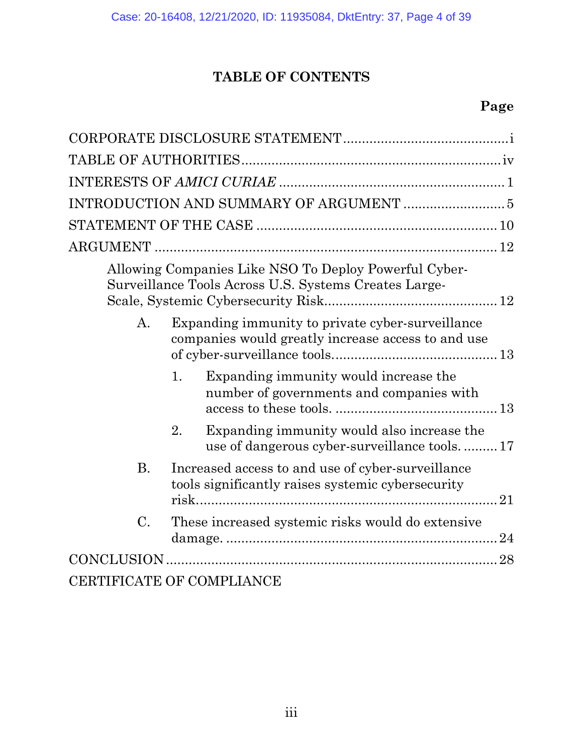# TABLE OF CONTENTS

| | Page |
|---|---|
| CORPORATE DISCLOSURE STATEMENT | i |
| TABLE OF AUTHORITIES | iv |
| INTERESTS OF *AMICI CURIAE* | 1 |
| INTRODUCTION AND SUMMARY OF ARGUMENT | 5 |
| STATEMENT OF THE CASE | 10 |
| ARGUMENT | 12 |
| Allowing Companies Like NSO To Deploy Powerful Cyber-Surveillance Tools Across U.S. Systems Creates Large-Scale, Systemic Cybersecurity Risk | 12 |
| A. Expanding immunity to private cyber-surveillance companies would greatly increase access to and use of cyber-surveillance tools. | 13 |
| 1. Expanding immunity would increase the number of governments and companies with access to these tools. | 13 |
| 2. Expanding immunity would also increase the use of dangerous cyber-surveillance tools. | 17 |
| B. Increased access to and use of cyber-surveillance tools significantly raises systemic cybersecurity risk. | 21 |
| C. These increased systemic risks would do extensive damage. | 24 |
| CONCLUSION | 28 |
| CERTIFICATE OF COMPLIANCE | |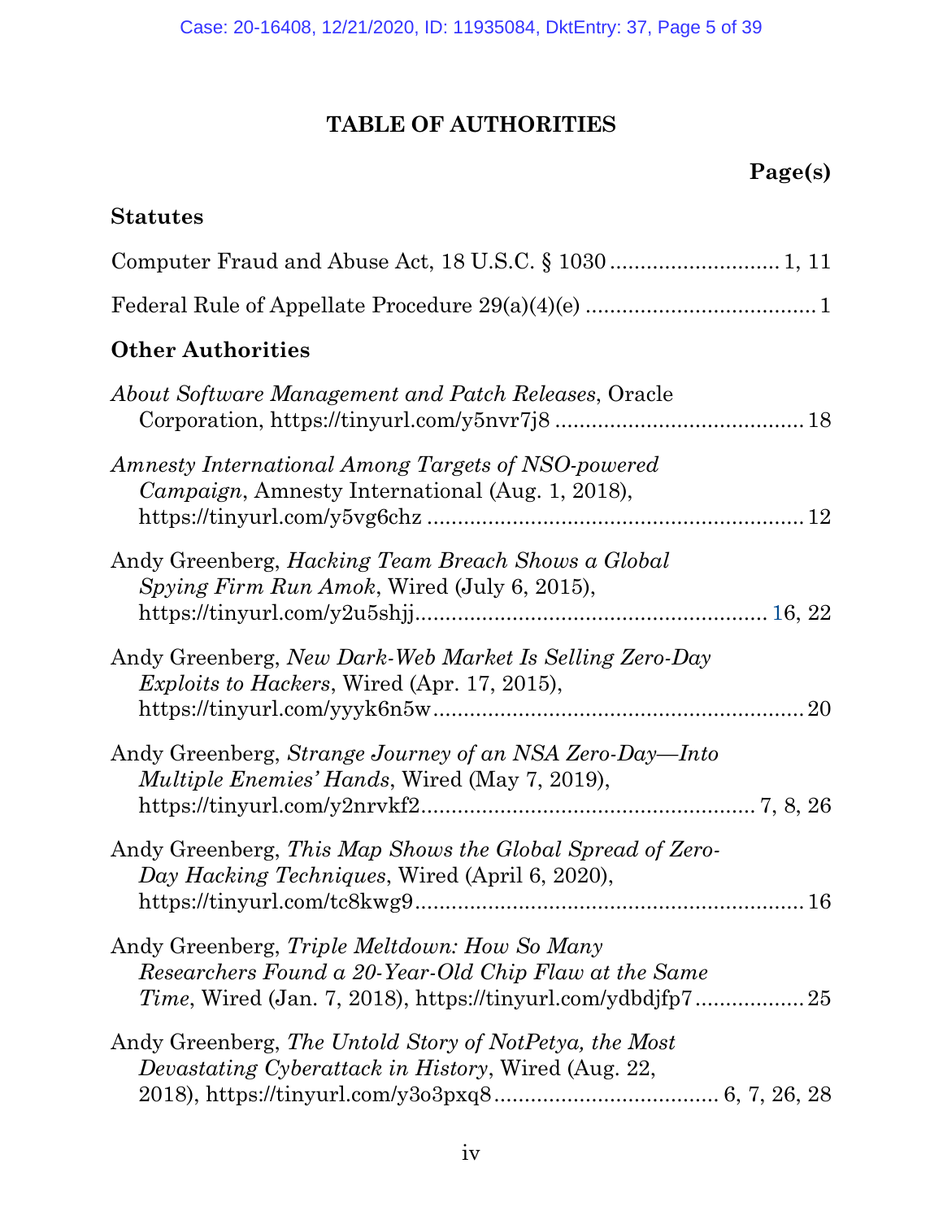# TABLE OF AUTHORITIES

**Page(s)**

## Statutes

Computer Fraud and Abuse Act, 18 U.S.C. § 1030 ........................... 1, 11

Federal Rule of Appellate Procedure 29(a)(4)(e) ..................................... 1

## Other Authorities

*About Software Management and Patch Releases*, Oracle Corporation, https://tinyurl.com/y5nvr7j8 ......................................... 18

*Amnesty International Among Targets of NSO-powered Campaign*, Amnesty International (Aug. 1, 2018), https://tinyurl.com/y5vg6chz ............................................................. 12

Andy Greenberg, *Hacking Team Breach Shows a Global Spying Firm Run Amok*, Wired (July 6, 2015), https://tinyurl.com/y2u5shjj......................................................... 16, 22

Andy Greenberg, *New Dark-Web Market Is Selling Zero-Day Exploits to Hackers*, Wired (Apr. 17, 2015), https://tinyurl.com/yyyk6n5w............................................................ 20

Andy Greenberg, *Strange Journey of an NSA Zero-Day—Into Multiple Enemies' Hands*, Wired (May 7, 2019), https://tinyurl.com/y2nrvkf2...................................................... 7, 8, 26

Andy Greenberg, *This Map Shows the Global Spread of Zero-Day Hacking Techniques*, Wired (April 6, 2020), https://tinyurl.com/tc8kwg9............................................................... 16

Andy Greenberg, *Triple Meltdown: How So Many Researchers Found a 20-Year-Old Chip Flaw at the Same Time*, Wired (Jan. 7, 2018), https://tinyurl.com/ydbdjfp7.................. 25

Andy Greenberg, *The Untold Story of NotPetya, the Most Devastating Cyberattack in History*, Wired (Aug. 22, 2018), https://tinyurl.com/y3o3pxq8.................................... 6, 7, 26, 28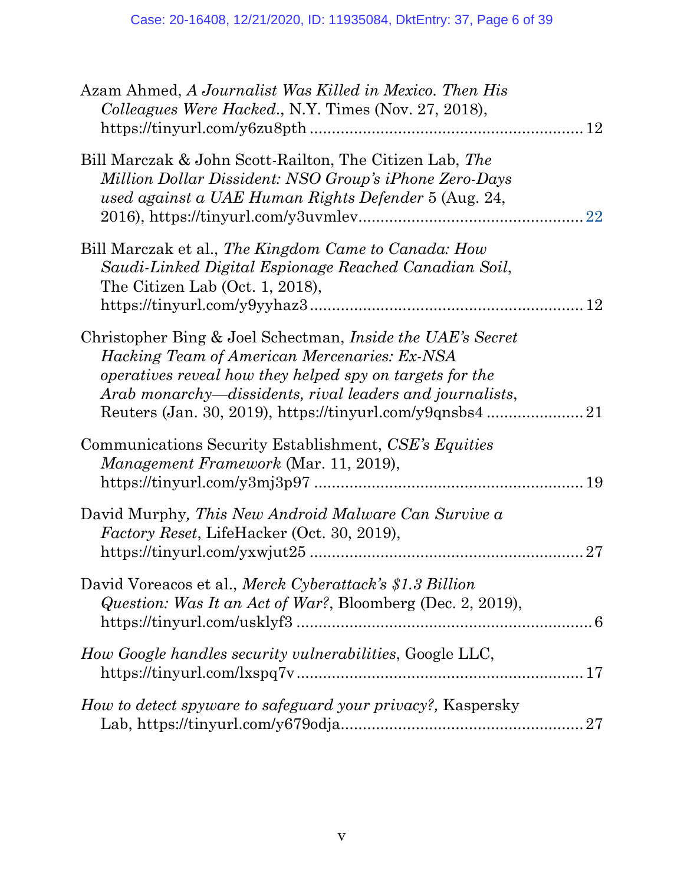Azam Ahmed, *A Journalist Was Killed in Mexico. Then His Colleagues Were Hacked.*, N.Y. Times (Nov. 27, 2018), https://tinyurl.com/y6zu8pth ............................................................ 12

Bill Marczak & John Scott-Railton, The Citizen Lab, *The Million Dollar Dissident: NSO Group's iPhone Zero-Days used against a UAE Human Rights Defender* 5 (Aug. 24, 2016), https://tinyurl.com/y3uvmlev................................................. 22

Bill Marczak et al., *The Kingdom Came to Canada: How Saudi-Linked Digital Espionage Reached Canadian Soil*, The Citizen Lab (Oct. 1, 2018), https://tinyurl.com/y9yyhaz3 ............................................................ 12

Christopher Bing & Joel Schectman, *Inside the UAE's Secret Hacking Team of American Mercenaries: Ex-NSA operatives reveal how they helped spy on targets for the Arab monarchy—dissidents, rival leaders and journalists*, Reuters (Jan. 30, 2019), https://tinyurl.com/y9qnsbs4 ..................... 21

Communications Security Establishment, *CSE's Equities Management Framework* (Mar. 11, 2019), https://tinyurl.com/y3mj3p97 ............................................................ 19

David Murphy, *This New Android Malware Can Survive a Factory Reset*, LifeHacker (Oct. 30, 2019), https://tinyurl.com/yxwjut25 ............................................................ 27

David Voreacos et al., *Merck Cyberattack's $1.3 Billion Question: Was It an Act of War?*, Bloomberg (Dec. 2, 2019), https://tinyurl.com/usklyf3 .................................................................. 6

*How Google handles security vulnerabilities*, Google LLC, https://tinyurl.com/lxspq7v ............................................................... 17

*How to detect spyware to safeguard your privacy?,* Kaspersky Lab, https://tinyurl.com/y679odja...................................................... 27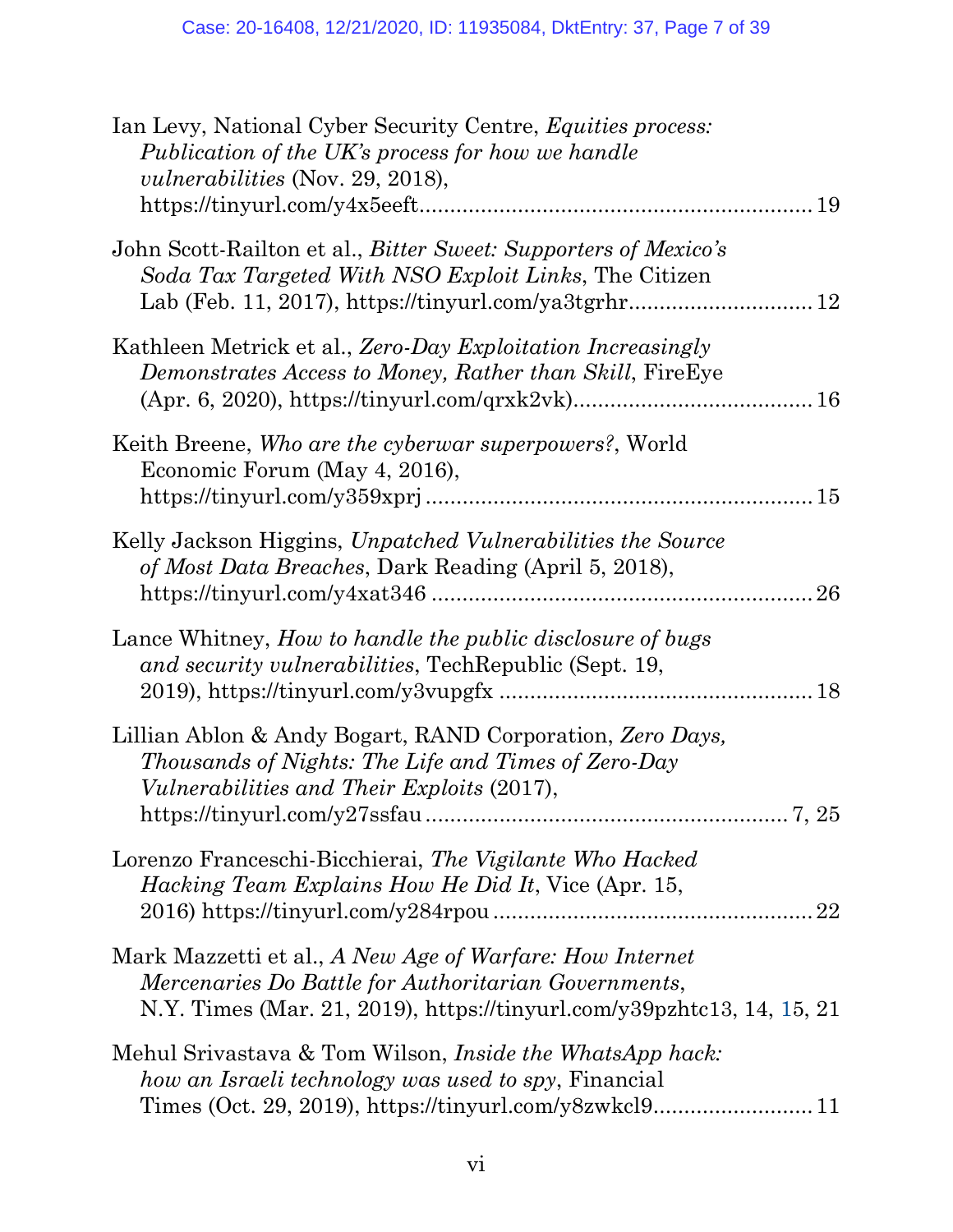Ian Levy, National Cyber Security Centre, *Equities process: Publication of the UK's process for how we handle vulnerabilities* (Nov. 29, 2018), https://tinyurl.com/y4x5eeft................................................................ 19

John Scott-Railton et al., *Bitter Sweet: Supporters of Mexico's Soda Tax Targeted With NSO Exploit Links*, The Citizen Lab (Feb. 11, 2017), https://tinyurl.com/ya3tgrhr............................ 12

Kathleen Metrick et al., *Zero-Day Exploitation Increasingly Demonstrates Access to Money, Rather than Skill*, FireEye (Apr. 6, 2020), https://tinyurl.com/qrxk2vk)...................................... 16

Keith Breene, *Who are the cyberwar superpowers?*, World Economic Forum (May 4, 2016), https://tinyurl.com/y359xprj ............................................................ 15

Kelly Jackson Higgins, *Unpatched Vulnerabilities the Source of Most Data Breaches*, Dark Reading (April 5, 2018), https://tinyurl.com/y4xat346 ............................................................ 26

Lance Whitney, *How to handle the public disclosure of bugs and security vulnerabilities*, TechRepublic (Sept. 19, 2019), https://tinyurl.com/y3vupgfx .................................................. 18

Lillian Ablon & Andy Bogart, RAND Corporation, *Zero Days, Thousands of Nights: The Life and Times of Zero-Day Vulnerabilities and Their Exploits* (2017), https://tinyurl.com/y27ssfau ......................................................... 7, 25

Lorenzo Franceschi-Bicchierai, *The Vigilante Who Hacked Hacking Team Explains How He Did It*, Vice (Apr. 15, 2016) https://tinyurl.com/y284rpou .................................................. 22

Mark Mazzetti et al., *A New Age of Warfare: How Internet Mercenaries Do Battle for Authoritarian Governments*, N.Y. Times (Mar. 21, 2019), https://tinyurl.com/y39pzhtc13, 14, 15, 21

Mehul Srivastava & Tom Wilson, *Inside the WhatsApp hack: how an Israeli technology was used to spy*, Financial Times (Oct. 29, 2019), https://tinyurl.com/y8zwkcl9......................... 11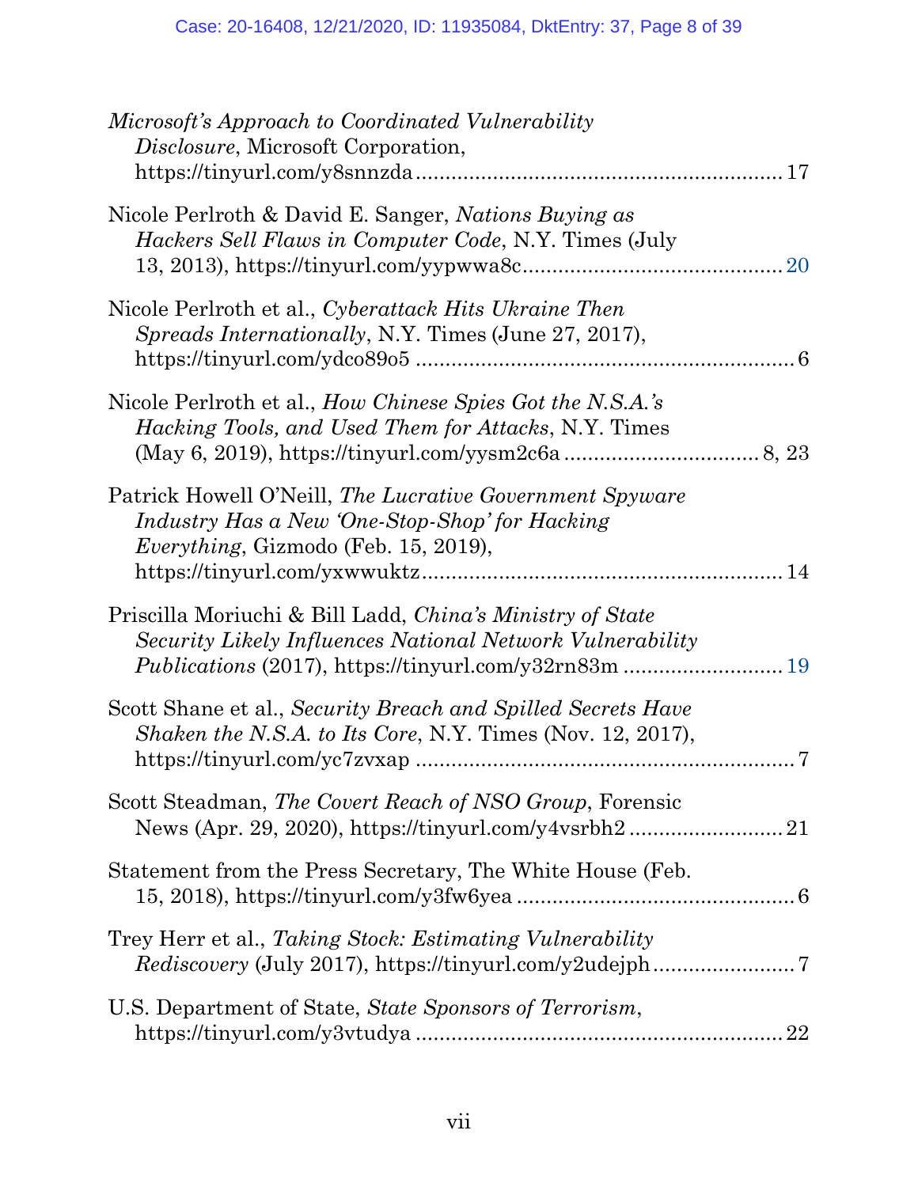*Microsoft's Approach to Coordinated Vulnerability Disclosure*, Microsoft Corporation, https://tinyurl.com/y8snnzda ............................................................ 17

Nicole Perlroth & David E. Sanger, *Nations Buying as Hackers Sell Flaws in Computer Code*, N.Y. Times (July 13, 2013), https://tinyurl.com/yypwwa8c .......................................... 20

Nicole Perlroth et al., *Cyberattack Hits Ukraine Then Spreads Internationally*, N.Y. Times (June 27, 2017), https://tinyurl.com/ydco89o5 ............................................................... 6

Nicole Perlroth et al., *How Chinese Spies Got the N.S.A.'s Hacking Tools, and Used Them for Attacks*, N.Y. Times (May 6, 2019), https://tinyurl.com/yysm2c6a ................................ 8, 23

Patrick Howell O'Neill, *The Lucrative Government Spyware Industry Has a New 'One-Stop-Shop' for Hacking Everything*, Gizmodo (Feb. 15, 2019), https://tinyurl.com/yxwwuktz ............................................................ 14

Priscilla Moriuchi & Bill Ladd, *China's Ministry of State Security Likely Influences National Network Vulnerability Publications* (2017), https://tinyurl.com/y32rn83m .......................... 19

Scott Shane et al., *Security Breach and Spilled Secrets Have Shaken the N.S.A. to Its Core*, N.Y. Times (Nov. 12, 2017), https://tinyurl.com/yc7zvxap ............................................................... 7

Scott Steadman, *The Covert Reach of NSO Group*, Forensic News (Apr. 29, 2020), https://tinyurl.com/y4vsrbh2 ......................... 21

Statement from the Press Secretary, The White House (Feb. 15, 2018), https://tinyurl.com/y3fw6yea .............................................. 6

Trey Herr et al., *Taking Stock: Estimating Vulnerability Rediscovery* (July 2017), https://tinyurl.com/y2udejph ........................ 7

U.S. Department of State, *State Sponsors of Terrorism*, https://tinyurl.com/y3vtudya ............................................................ 22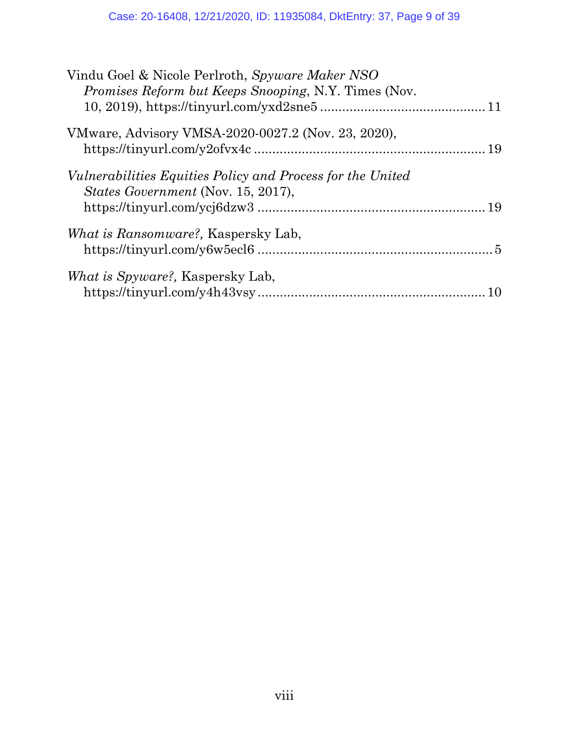Vindu Goel & Nicole Perlroth, *Spyware Maker NSO Promises Reform but Keeps Snooping*, N.Y. Times (Nov. 10, 2019), https://tinyurl.com/yxd2sne5 ............................................ 11

VMware, Advisory VMSA-2020-0027.2 (Nov. 23, 2020), https://tinyurl.com/y2ofvx4c ............................................................. 19

*Vulnerabilities Equities Policy and Process for the United States Government* (Nov. 15, 2017), https://tinyurl.com/ycj6dzw3 ............................................................. 19

*What is Ransomware?,* Kaspersky Lab, https://tinyurl.com/y6w5ecl6 ............................................................... 5

*What is Spyware?,* Kaspersky Lab, https://tinyurl.com/y4h43vsy ............................................................. 10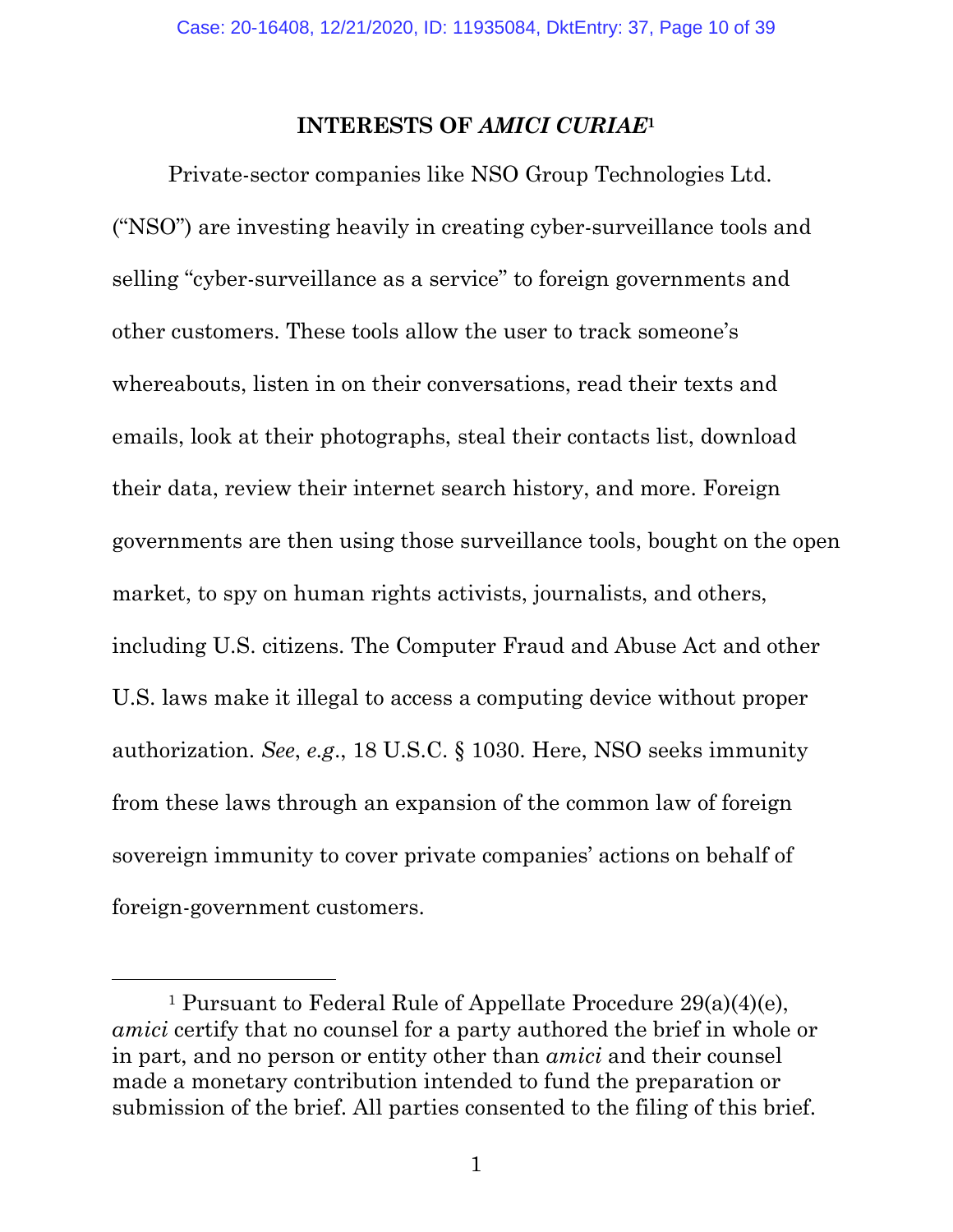## INTERESTS OF *AMICI CURIAE*[1]

Private-sector companies like NSO Group Technologies Ltd. ("NSO") are investing heavily in creating cyber-surveillance tools and selling "cyber-surveillance as a service" to foreign governments and other customers. These tools allow the user to track someone's whereabouts, listen in on their conversations, read their texts and emails, look at their photographs, steal their contacts list, download their data, review their internet search history, and more. Foreign governments are then using those surveillance tools, bought on the open market, to spy on human rights activists, journalists, and others, including U.S. citizens. The Computer Fraud and Abuse Act and other U.S. laws make it illegal to access a computing device without proper authorization. *See*, *e.g.*, 18 U.S.C. § 1030. Here, NSO seeks immunity from these laws through an expansion of the common law of foreign sovereign immunity to cover private companies' actions on behalf of foreign-government customers.

---

[1] Pursuant to Federal Rule of Appellate Procedure 29(a)(4)(e), *amici* certify that no counsel for a party authored the brief in whole or in part, and no person or entity other than *amici* and their counsel made a monetary contribution intended to fund the preparation or submission of the brief. All parties consented to the filing of this brief.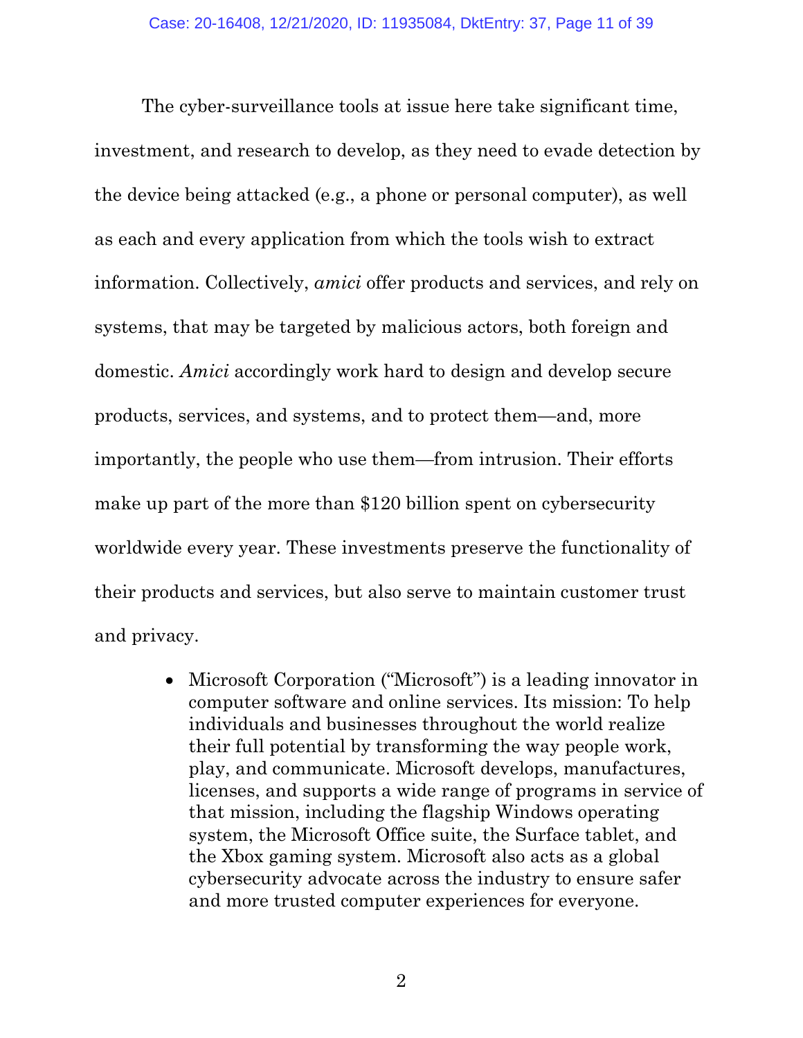The cyber-surveillance tools at issue here take significant time, investment, and research to develop, as they need to evade detection by the device being attacked (e.g., a phone or personal computer), as well as each and every application from which the tools wish to extract information. Collectively, *amici* offer products and services, and rely on systems, that may be targeted by malicious actors, both foreign and domestic. *Amici* accordingly work hard to design and develop secure products, services, and systems, and to protect them—and, more importantly, the people who use them—from intrusion. Their efforts make up part of the more than $120 billion spent on cybersecurity worldwide every year. These investments preserve the functionality of their products and services, but also serve to maintain customer trust and privacy.

- Microsoft Corporation ("Microsoft") is a leading innovator in computer software and online services. Its mission: To help individuals and businesses throughout the world realize their full potential by transforming the way people work, play, and communicate. Microsoft develops, manufactures, licenses, and supports a wide range of programs in service of that mission, including the flagship Windows operating system, the Microsoft Office suite, the Surface tablet, and the Xbox gaming system. Microsoft also acts as a global cybersecurity advocate across the industry to ensure safer and more trusted computer experiences for everyone.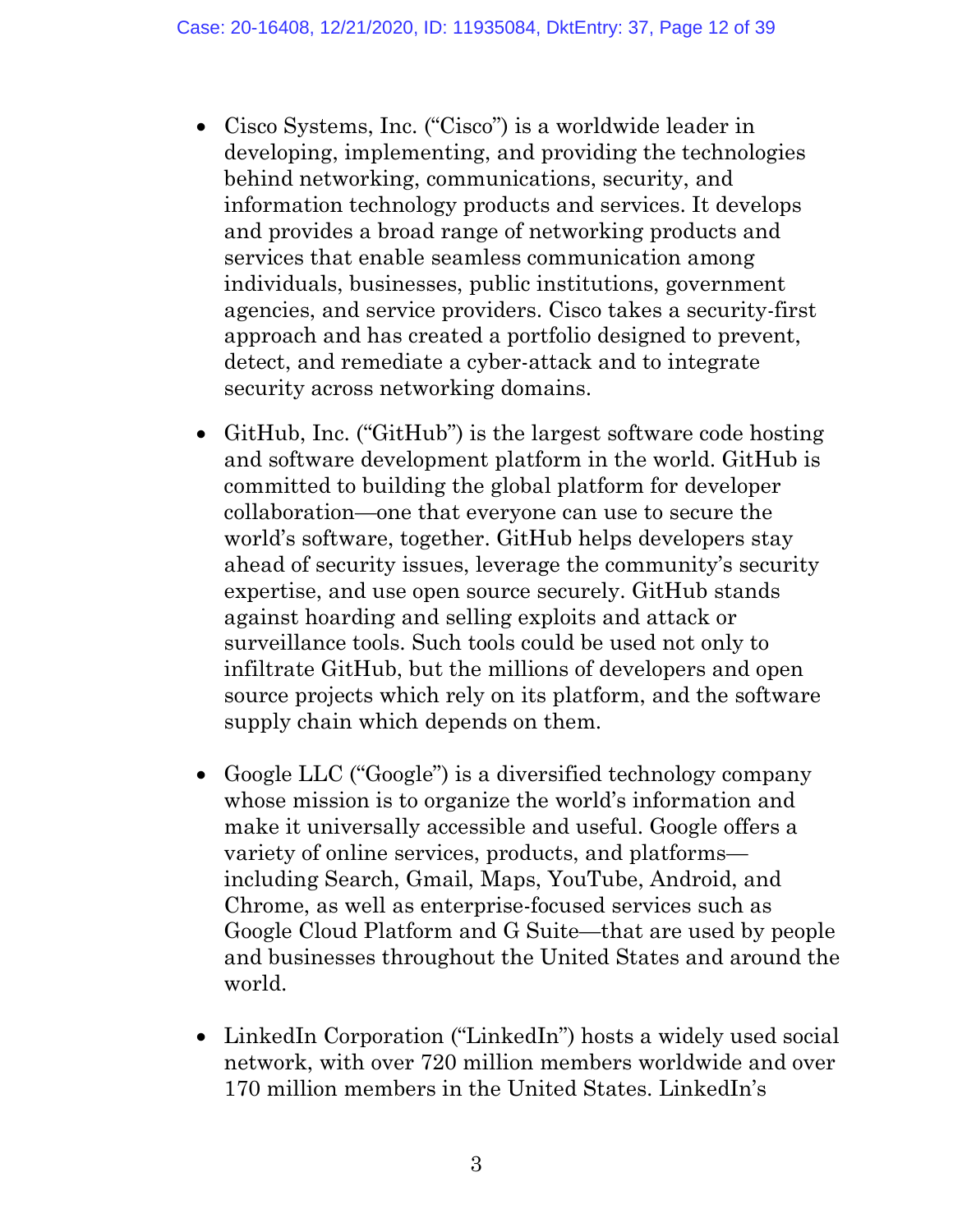- Cisco Systems, Inc. ("Cisco") is a worldwide leader in developing, implementing, and providing the technologies behind networking, communications, security, and information technology products and services. It develops and provides a broad range of networking products and services that enable seamless communication among individuals, businesses, public institutions, government agencies, and service providers. Cisco takes a security-first approach and has created a portfolio designed to prevent, detect, and remediate a cyber-attack and to integrate security across networking domains.

- GitHub, Inc. ("GitHub") is the largest software code hosting and software development platform in the world. GitHub is committed to building the global platform for developer collaboration—one that everyone can use to secure the world's software, together. GitHub helps developers stay ahead of security issues, leverage the community's security expertise, and use open source securely. GitHub stands against hoarding and selling exploits and attack or surveillance tools. Such tools could be used not only to infiltrate GitHub, but the millions of developers and open source projects which rely on its platform, and the software supply chain which depends on them.

- Google LLC ("Google") is a diversified technology company whose mission is to organize the world's information and make it universally accessible and useful. Google offers a variety of online services, products, and platforms—including Search, Gmail, Maps, YouTube, Android, and Chrome, as well as enterprise-focused services such as Google Cloud Platform and G Suite—that are used by people and businesses throughout the United States and around the world.

- LinkedIn Corporation ("LinkedIn") hosts a widely used social network, with over 720 million members worldwide and over 170 million members in the United States. LinkedIn's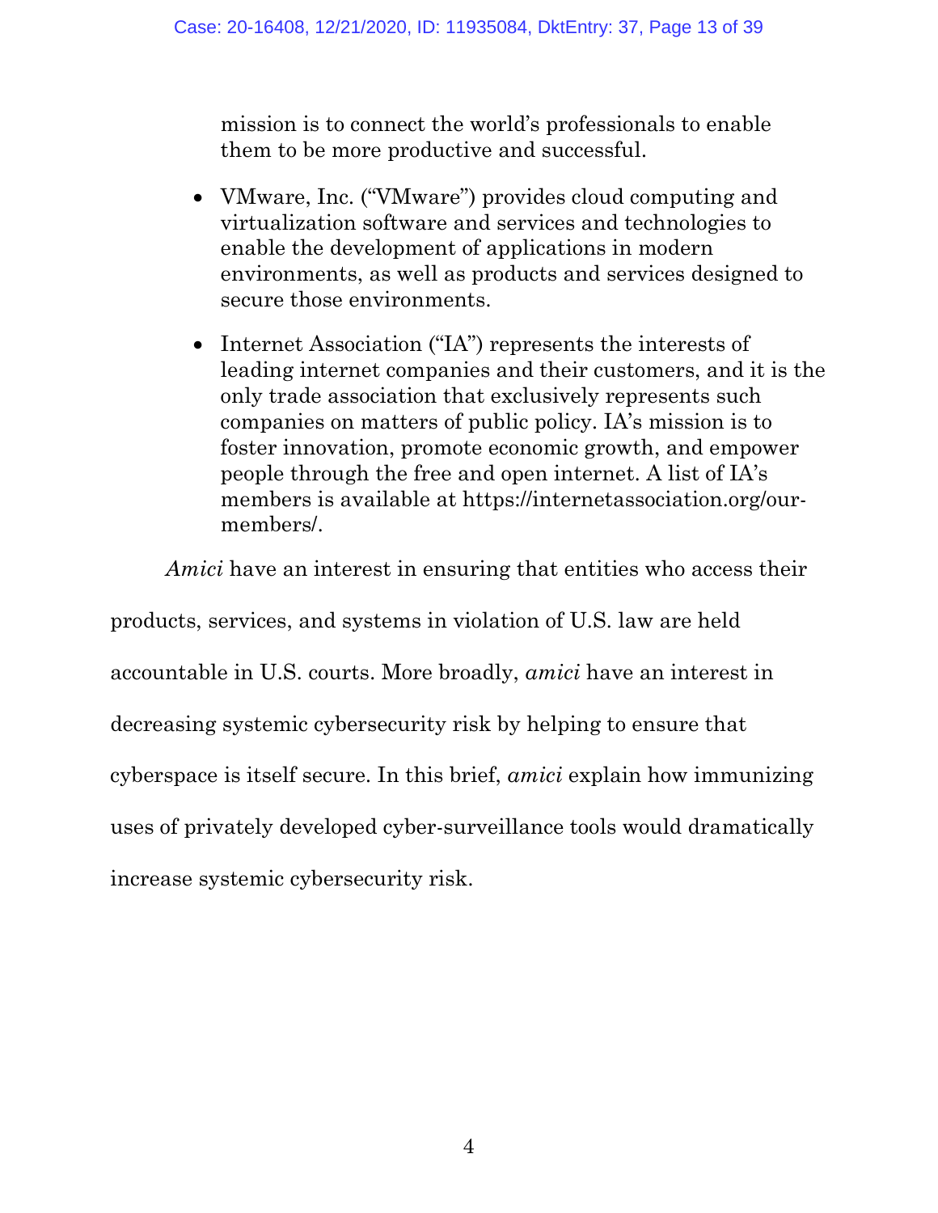mission is to connect the world's professionals to enable them to be more productive and successful.

- VMware, Inc. ("VMware") provides cloud computing and virtualization software and services and technologies to enable the development of applications in modern environments, as well as products and services designed to secure those environments.
- Internet Association ("IA") represents the interests of leading internet companies and their customers, and it is the only trade association that exclusively represents such companies on matters of public policy. IA's mission is to foster innovation, promote economic growth, and empower people through the free and open internet. A list of IA's members is available at https://internetassociation.org/our-members/.

*Amici* have an interest in ensuring that entities who access their products, services, and systems in violation of U.S. law are held accountable in U.S. courts. More broadly, *amici* have an interest in decreasing systemic cybersecurity risk by helping to ensure that cyberspace is itself secure. In this brief, *amici* explain how immunizing uses of privately developed cyber-surveillance tools would dramatically increase systemic cybersecurity risk.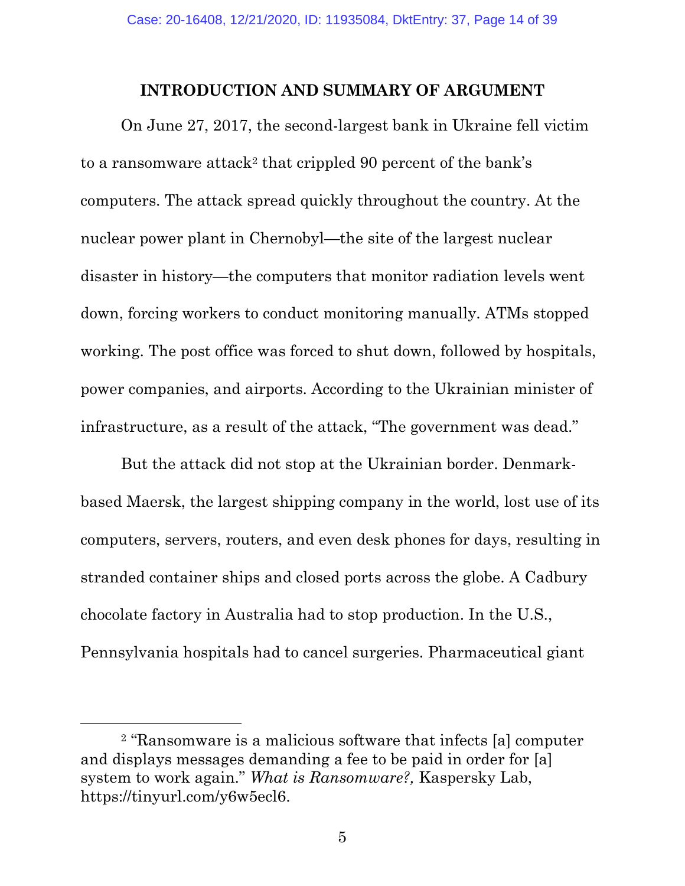## INTRODUCTION AND SUMMARY OF ARGUMENT

On June 27, 2017, the second-largest bank in Ukraine fell victim to a ransomware attack[2] that crippled 90 percent of the bank's computers. The attack spread quickly throughout the country. At the nuclear power plant in Chernobyl—the site of the largest nuclear disaster in history—the computers that monitor radiation levels went down, forcing workers to conduct monitoring manually. ATMs stopped working. The post office was forced to shut down, followed by hospitals, power companies, and airports. According to the Ukrainian minister of infrastructure, as a result of the attack, "The government was dead."

But the attack did not stop at the Ukrainian border. Denmark-based Maersk, the largest shipping company in the world, lost use of its computers, servers, routers, and even desk phones for days, resulting in stranded container ships and closed ports across the globe. A Cadbury chocolate factory in Australia had to stop production. In the U.S., Pennsylvania hospitals had to cancel surgeries. Pharmaceutical giant

---

[2] "Ransomware is a malicious software that infects [a] computer and displays messages demanding a fee to be paid in order for [a] system to work again." *What is Ransomware?,* Kaspersky Lab, https://tinyurl.com/y6w5ecl6.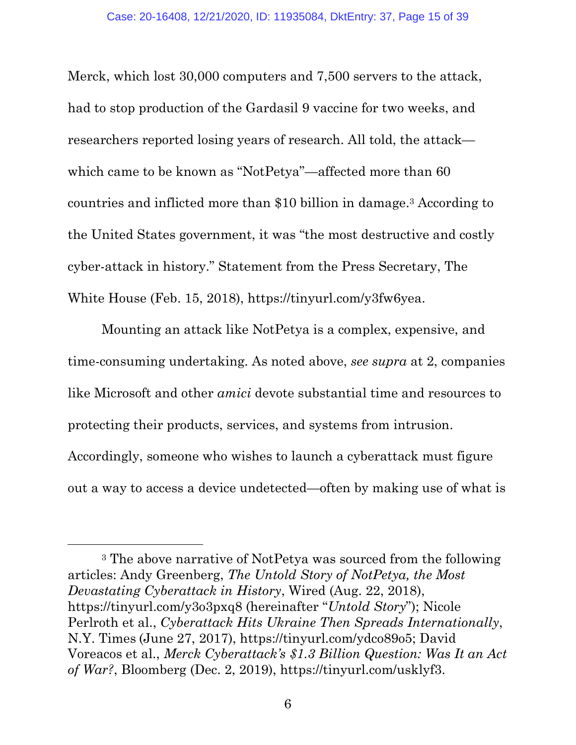Merck, which lost 30,000 computers and 7,500 servers to the attack, had to stop production of the Gardasil 9 vaccine for two weeks, and researchers reported losing years of research. All told, the attack—which came to be known as "NotPetya"—affected more than 60 countries and inflicted more than $10 billion in damage.[3] According to the United States government, it was "the most destructive and costly cyber-attack in history." Statement from the Press Secretary, The White House (Feb. 15, 2018), https://tinyurl.com/y3fw6yea.

Mounting an attack like NotPetya is a complex, expensive, and time-consuming undertaking. As noted above, *see supra* at 2, companies like Microsoft and other *amici* devote substantial time and resources to protecting their products, services, and systems from intrusion. Accordingly, someone who wishes to launch a cyberattack must figure out a way to access a device undetected—often by making use of what is

---

[3] The above narrative of NotPetya was sourced from the following articles: Andy Greenberg, *The Untold Story of NotPetya, the Most Devastating Cyberattack in History*, Wired (Aug. 22, 2018), https://tinyurl.com/y3o3pxq8 (hereinafter "*Untold Story*"); Nicole Perlroth et al., *Cyberattack Hits Ukraine Then Spreads Internationally*, N.Y. Times (June 27, 2017), https://tinyurl.com/ydco89o5; David Voreacos et al., *Merck Cyberattack's $1.3 Billion Question: Was It an Act of War?*, Bloomberg (Dec. 2, 2019), https://tinyurl.com/usklyf3.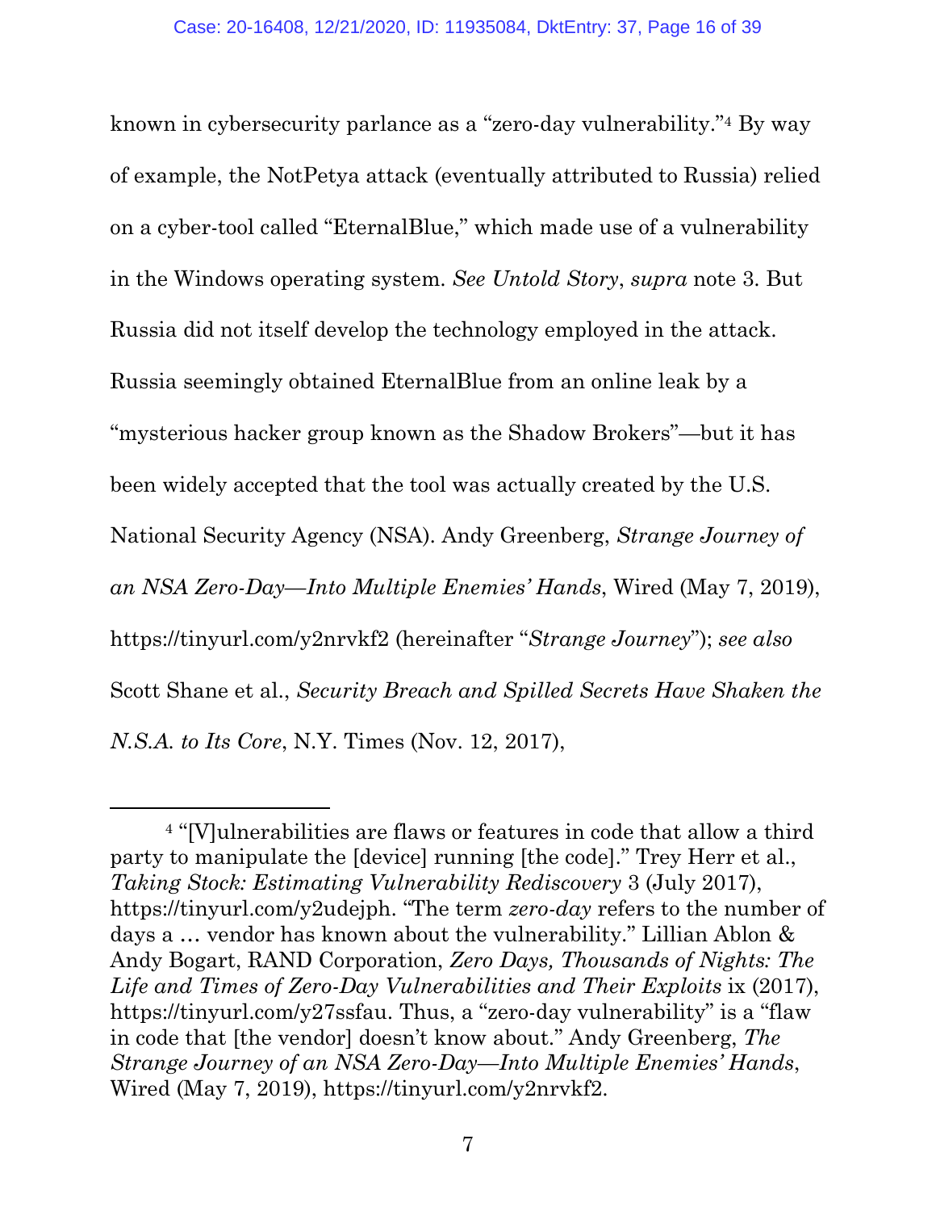known in cybersecurity parlance as a "zero-day vulnerability."[4] By way of example, the NotPetya attack (eventually attributed to Russia) relied on a cyber-tool called "EternalBlue," which made use of a vulnerability in the Windows operating system. *See Untold Story*, *supra* note 3. But Russia did not itself develop the technology employed in the attack. Russia seemingly obtained EternalBlue from an online leak by a "mysterious hacker group known as the Shadow Brokers"—but it has been widely accepted that the tool was actually created by the U.S. National Security Agency (NSA). Andy Greenberg, *Strange Journey of an NSA Zero-Day—Into Multiple Enemies' Hands*, Wired (May 7, 2019), https://tinyurl.com/y2nrvkf2 (hereinafter "*Strange Journey*"); *see also* Scott Shane et al., *Security Breach and Spilled Secrets Have Shaken the N.S.A. to Its Core*, N.Y. Times (Nov. 12, 2017),

---

[4] "[V]ulnerabilities are flaws or features in code that allow a third party to manipulate the [device] running [the code]." Trey Herr et al., *Taking Stock: Estimating Vulnerability Rediscovery* 3 (July 2017), https://tinyurl.com/y2udejph. "The term *zero-day* refers to the number of days a … vendor has known about the vulnerability." Lillian Ablon & Andy Bogart, RAND Corporation, *Zero Days, Thousands of Nights: The Life and Times of Zero-Day Vulnerabilities and Their Exploits* ix (2017), https://tinyurl.com/y27ssfau. Thus, a "zero-day vulnerability" is a "flaw in code that [the vendor] doesn't know about." Andy Greenberg, *The Strange Journey of an NSA Zero-Day—Into Multiple Enemies' Hands*, Wired (May 7, 2019), https://tinyurl.com/y2nrvkf2.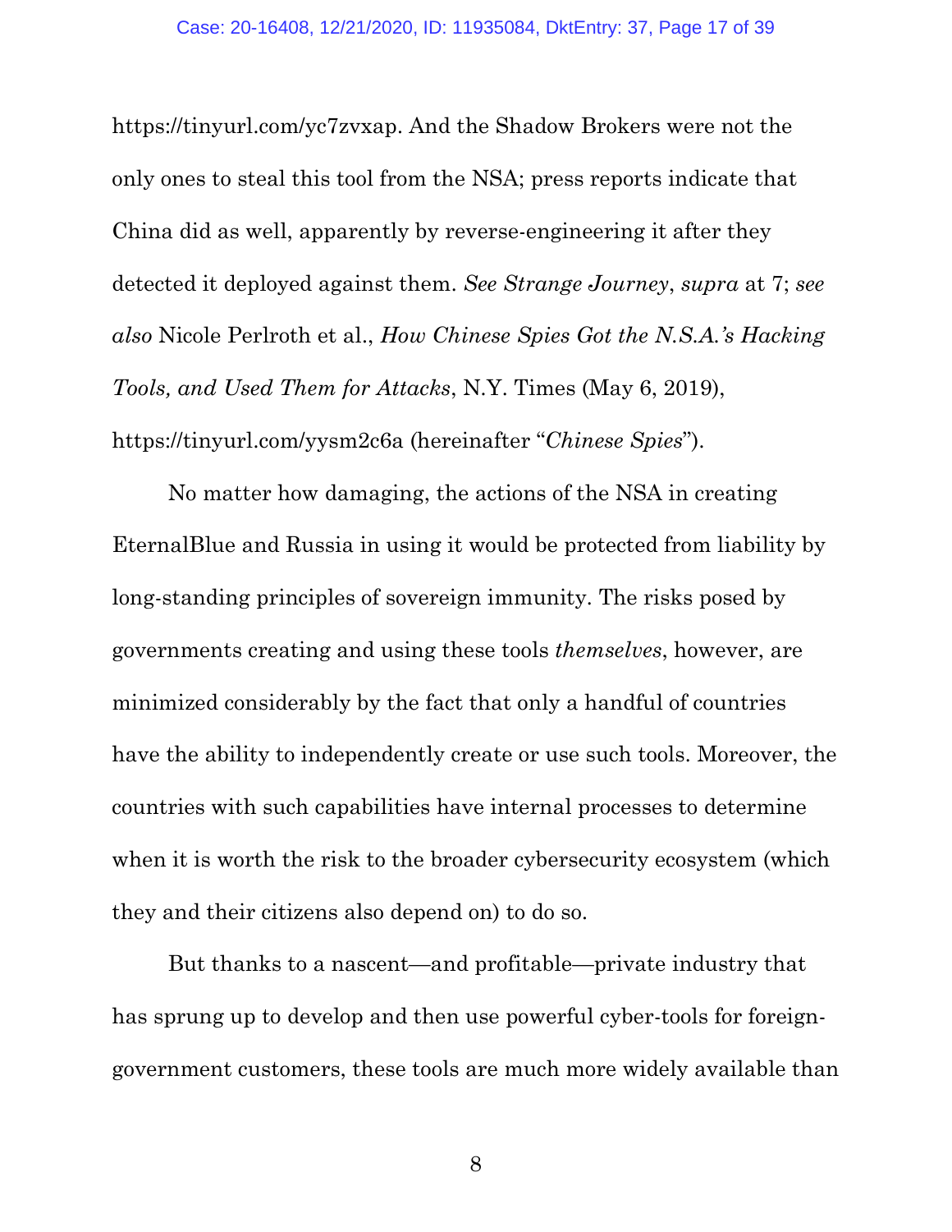https://tinyurl.com/yc7zvxap. And the Shadow Brokers were not the only ones to steal this tool from the NSA; press reports indicate that China did as well, apparently by reverse-engineering it after they detected it deployed against them. *See Strange Journey*, *supra* at 7; *see also* Nicole Perlroth et al., *How Chinese Spies Got the N.S.A.'s Hacking Tools, and Used Them for Attacks*, N.Y. Times (May 6, 2019), https://tinyurl.com/yysm2c6a (hereinafter "*Chinese Spies*").

No matter how damaging, the actions of the NSA in creating EternalBlue and Russia in using it would be protected from liability by long-standing principles of sovereign immunity. The risks posed by governments creating and using these tools *themselves*, however, are minimized considerably by the fact that only a handful of countries have the ability to independently create or use such tools. Moreover, the countries with such capabilities have internal processes to determine when it is worth the risk to the broader cybersecurity ecosystem (which they and their citizens also depend on) to do so.

But thanks to a nascent—and profitable—private industry that has sprung up to develop and then use powerful cyber-tools for foreign-government customers, these tools are much more widely available than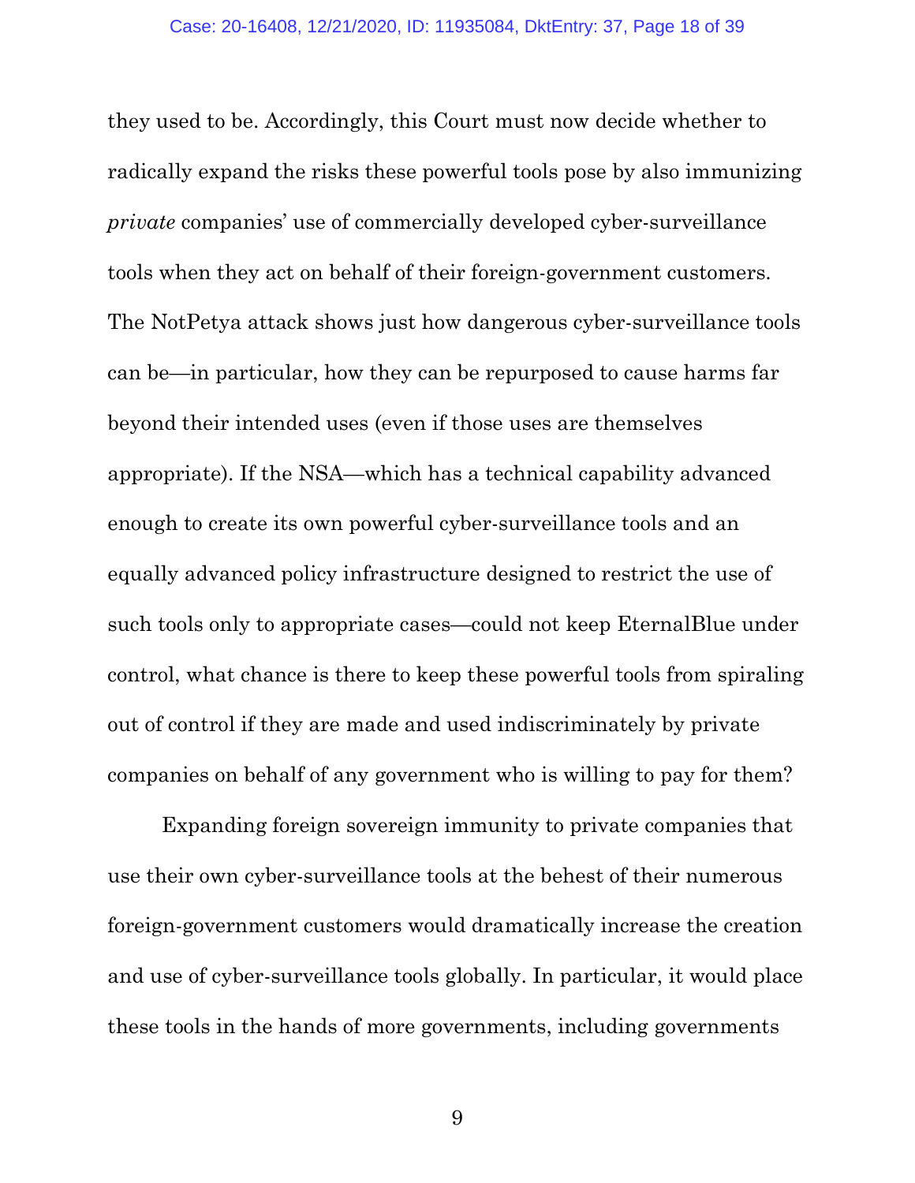they used to be. Accordingly, this Court must now decide whether to radically expand the risks these powerful tools pose by also immunizing *private* companies' use of commercially developed cyber-surveillance tools when they act on behalf of their foreign-government customers. The NotPetya attack shows just how dangerous cyber-surveillance tools can be—in particular, how they can be repurposed to cause harms far beyond their intended uses (even if those uses are themselves appropriate). If the NSA—which has a technical capability advanced enough to create its own powerful cyber-surveillance tools and an equally advanced policy infrastructure designed to restrict the use of such tools only to appropriate cases—could not keep EternalBlue under control, what chance is there to keep these powerful tools from spiraling out of control if they are made and used indiscriminately by private companies on behalf of any government who is willing to pay for them?

Expanding foreign sovereign immunity to private companies that use their own cyber-surveillance tools at the behest of their numerous foreign-government customers would dramatically increase the creation and use of cyber-surveillance tools globally. In particular, it would place these tools in the hands of more governments, including governments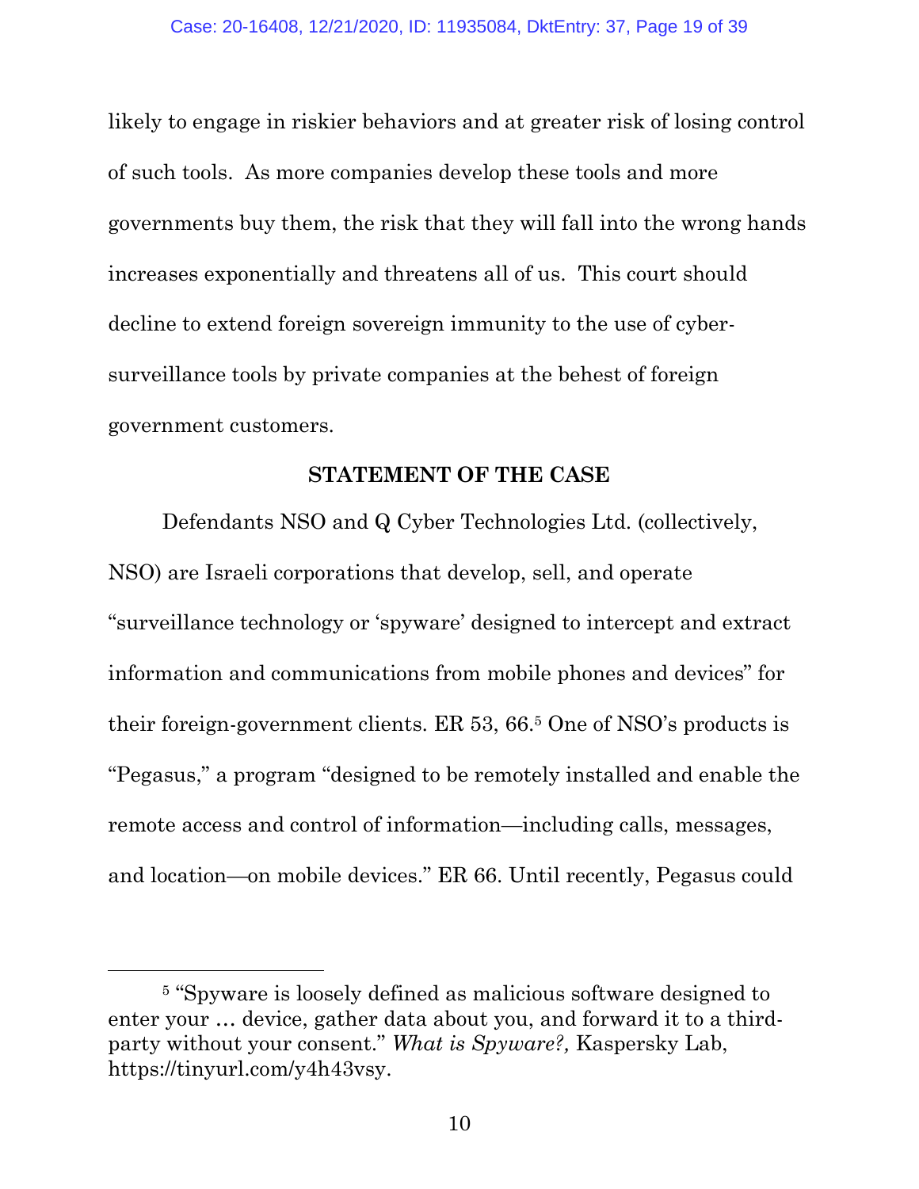likely to engage in riskier behaviors and at greater risk of losing control of such tools. As more companies develop these tools and more governments buy them, the risk that they will fall into the wrong hands increases exponentially and threatens all of us. This court should decline to extend foreign sovereign immunity to the use of cyber-surveillance tools by private companies at the behest of foreign government customers.

## STATEMENT OF THE CASE

Defendants NSO and Q Cyber Technologies Ltd. (collectively, NSO) are Israeli corporations that develop, sell, and operate "surveillance technology or 'spyware' designed to intercept and extract information and communications from mobile phones and devices" for their foreign-government clients. ER 53, 66.[5] One of NSO's products is "Pegasus," a program "designed to be remotely installed and enable the remote access and control of information—including calls, messages, and location—on mobile devices." ER 66. Until recently, Pegasus could

---

[5] "Spyware is loosely defined as malicious software designed to enter your … device, gather data about you, and forward it to a third-party without your consent." *What is Spyware?,* Kaspersky Lab, https://tinyurl.com/y4h43vsy.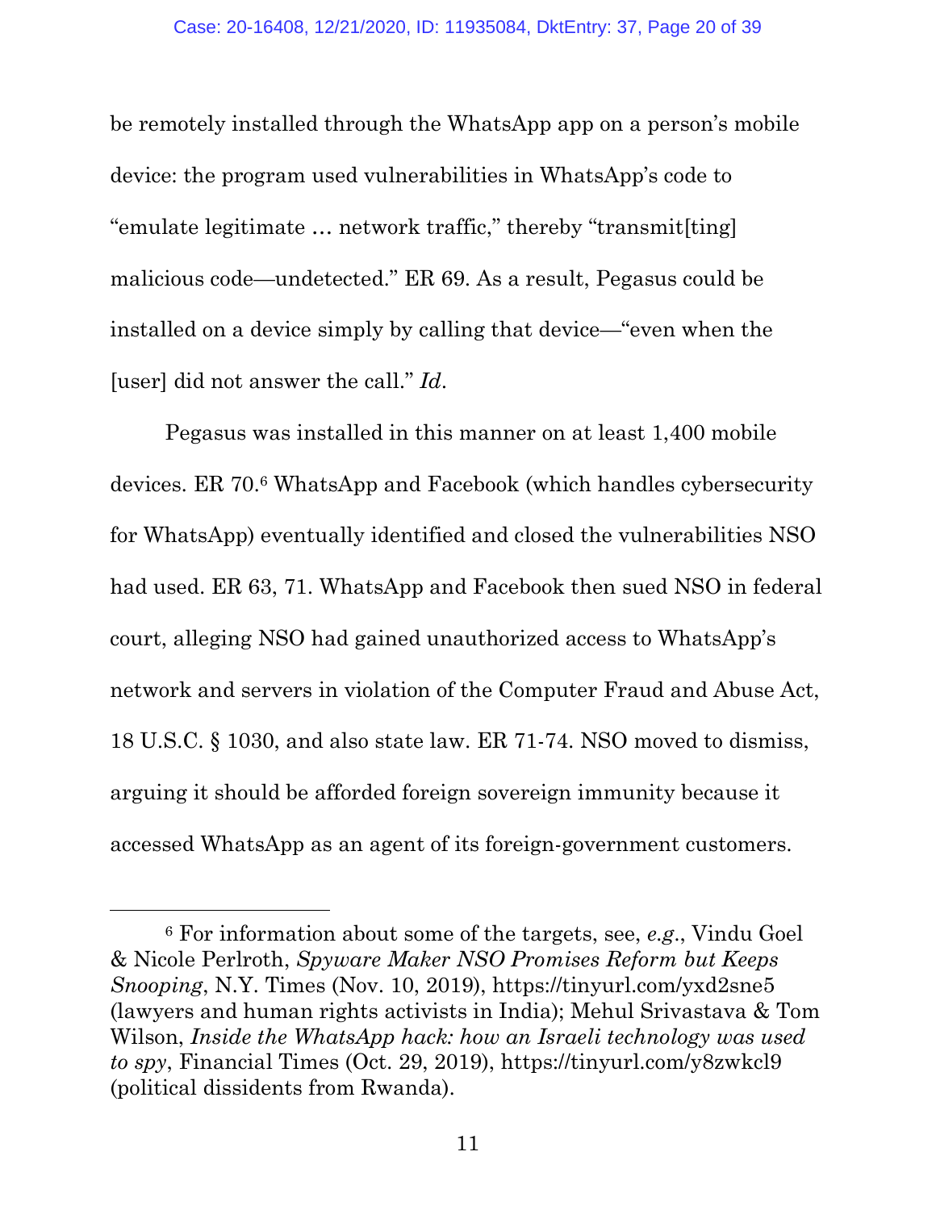be remotely installed through the WhatsApp app on a person's mobile device: the program used vulnerabilities in WhatsApp's code to "emulate legitimate … network traffic," thereby "transmit[ting] malicious code—undetected." ER 69. As a result, Pegasus could be installed on a device simply by calling that device—"even when the [user] did not answer the call." *Id*.

Pegasus was installed in this manner on at least 1,400 mobile devices. ER 70.[6] WhatsApp and Facebook (which handles cybersecurity for WhatsApp) eventually identified and closed the vulnerabilities NSO had used. ER 63, 71. WhatsApp and Facebook then sued NSO in federal court, alleging NSO had gained unauthorized access to WhatsApp's network and servers in violation of the Computer Fraud and Abuse Act, 18 U.S.C. § 1030, and also state law. ER 71-74. NSO moved to dismiss, arguing it should be afforded foreign sovereign immunity because it accessed WhatsApp as an agent of its foreign-government customers.

---

[6] For information about some of the targets, see, *e.g.*, Vindu Goel & Nicole Perlroth, *Spyware Maker NSO Promises Reform but Keeps Snooping*, N.Y. Times (Nov. 10, 2019), https://tinyurl.com/yxd2sne5 (lawyers and human rights activists in India); Mehul Srivastava & Tom Wilson, *Inside the WhatsApp hack: how an Israeli technology was used to spy*, Financial Times (Oct. 29, 2019), https://tinyurl.com/y8zwkcl9 (political dissidents from Rwanda).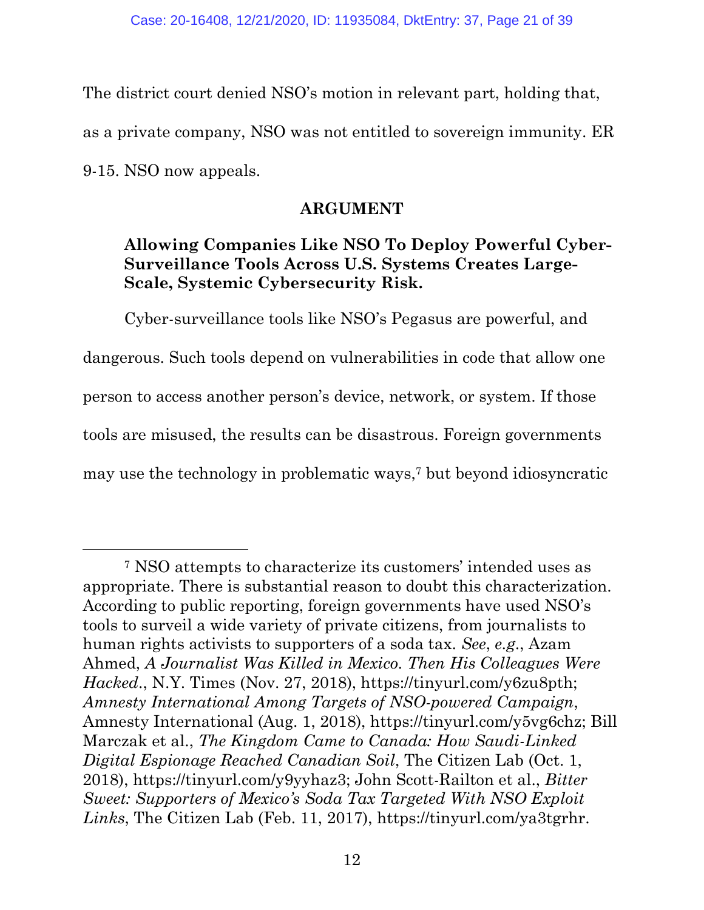The district court denied NSO's motion in relevant part, holding that, as a private company, NSO was not entitled to sovereign immunity. ER 9-15. NSO now appeals.

## ARGUMENT

### Allowing Companies Like NSO To Deploy Powerful Cyber-Surveillance Tools Across U.S. Systems Creates Large-Scale, Systemic Cybersecurity Risk.

Cyber-surveillance tools like NSO's Pegasus are powerful, and dangerous. Such tools depend on vulnerabilities in code that allow one person to access another person's device, network, or system. If those tools are misused, the results can be disastrous. Foreign governments may use the technology in problematic ways,[7] but beyond idiosyncratic

---

[7] NSO attempts to characterize its customers' intended uses as appropriate. There is substantial reason to doubt this characterization. According to public reporting, foreign governments have used NSO's tools to surveil a wide variety of private citizens, from journalists to human rights activists to supporters of a soda tax. *See*, *e.g.*, Azam Ahmed, *A Journalist Was Killed in Mexico. Then His Colleagues Were Hacked.*, N.Y. Times (Nov. 27, 2018), https://tinyurl.com/y6zu8pth; *Amnesty International Among Targets of NSO-powered Campaign*, Amnesty International (Aug. 1, 2018), https://tinyurl.com/y5vg6chz; Bill Marczak et al., *The Kingdom Came to Canada: How Saudi-Linked Digital Espionage Reached Canadian Soil*, The Citizen Lab (Oct. 1, 2018), https://tinyurl.com/y9yyhaz3; John Scott-Railton et al., *Bitter Sweet: Supporters of Mexico's Soda Tax Targeted With NSO Exploit Links*, The Citizen Lab (Feb. 11, 2017), https://tinyurl.com/ya3tgrhr.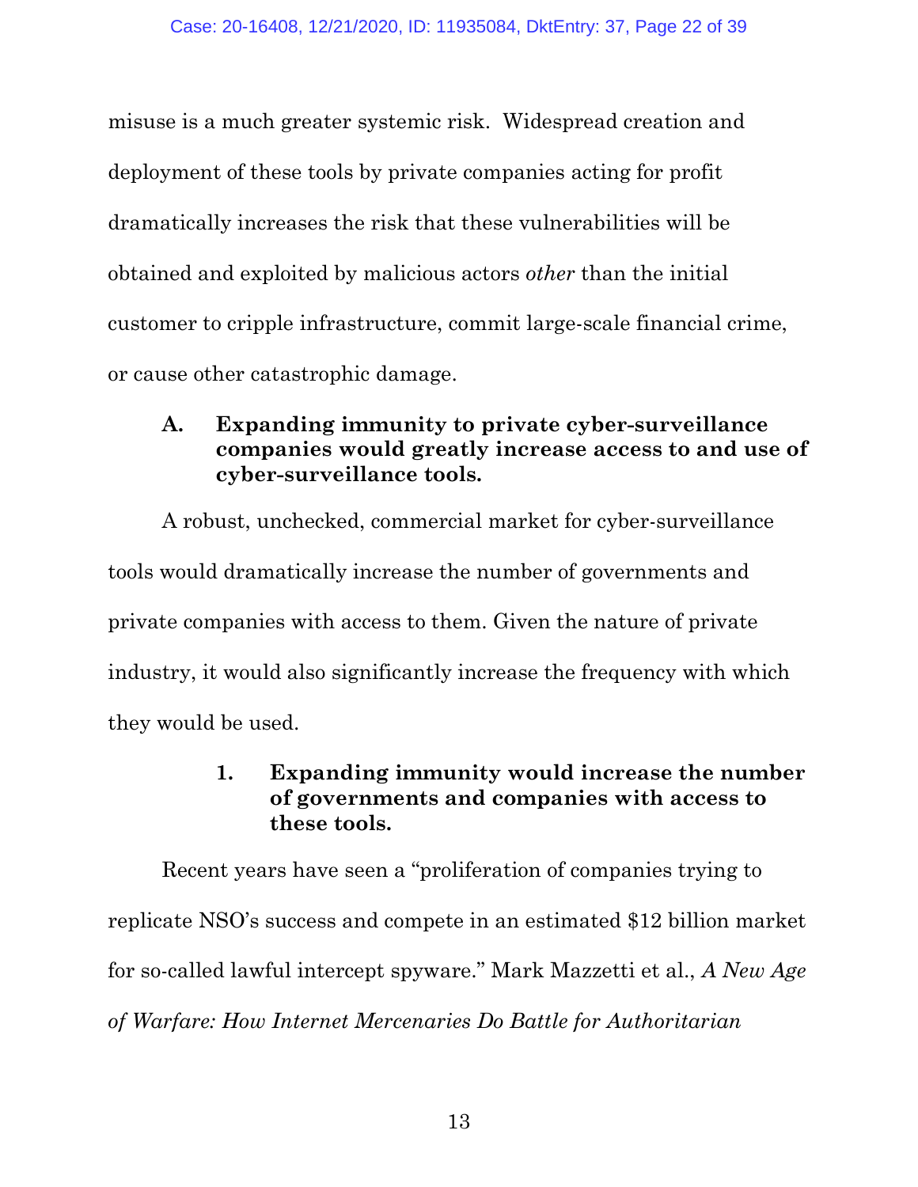misuse is a much greater systemic risk. Widespread creation and deployment of these tools by private companies acting for profit dramatically increases the risk that these vulnerabilities will be obtained and exploited by malicious actors *other* than the initial customer to cripple infrastructure, commit large-scale financial crime, or cause other catastrophic damage.

### A. Expanding immunity to private cyber-surveillance companies would greatly increase access to and use of cyber-surveillance tools.

A robust, unchecked, commercial market for cyber-surveillance tools would dramatically increase the number of governments and private companies with access to them. Given the nature of private industry, it would also significantly increase the frequency with which they would be used.

#### 1. Expanding immunity would increase the number of governments and companies with access to these tools.

Recent years have seen a "proliferation of companies trying to replicate NSO's success and compete in an estimated $12 billion market for so-called lawful intercept spyware." Mark Mazzetti et al., *A New Age of Warfare: How Internet Mercenaries Do Battle for Authoritarian*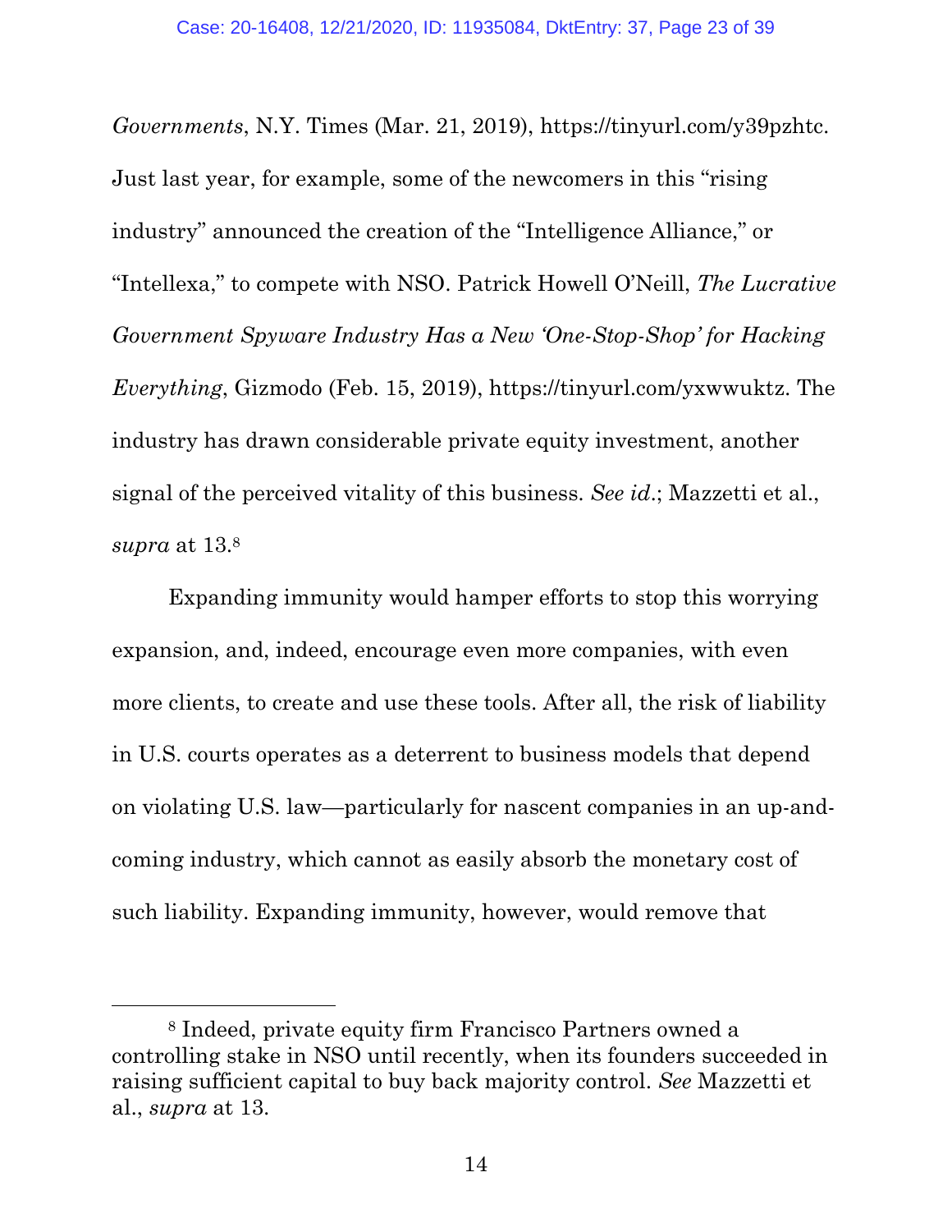*Governments*, N.Y. Times (Mar. 21, 2019), https://tinyurl.com/y39pzhtc. Just last year, for example, some of the newcomers in this "rising industry" announced the creation of the "Intelligence Alliance," or "Intellexa," to compete with NSO. Patrick Howell O'Neill, *The Lucrative Government Spyware Industry Has a New 'One-Stop-Shop' for Hacking Everything*, Gizmodo (Feb. 15, 2019), https://tinyurl.com/yxwwuktz. The industry has drawn considerable private equity investment, another signal of the perceived vitality of this business. *See id.*; Mazzetti et al., *supra* at 13.[8]

Expanding immunity would hamper efforts to stop this worrying expansion, and, indeed, encourage even more companies, with even more clients, to create and use these tools. After all, the risk of liability in U.S. courts operates as a deterrent to business models that depend on violating U.S. law—particularly for nascent companies in an up-and-coming industry, which cannot as easily absorb the monetary cost of such liability. Expanding immunity, however, would remove that

---

[8] Indeed, private equity firm Francisco Partners owned a controlling stake in NSO until recently, when its founders succeeded in raising sufficient capital to buy back majority control. *See* Mazzetti et al., *supra* at 13.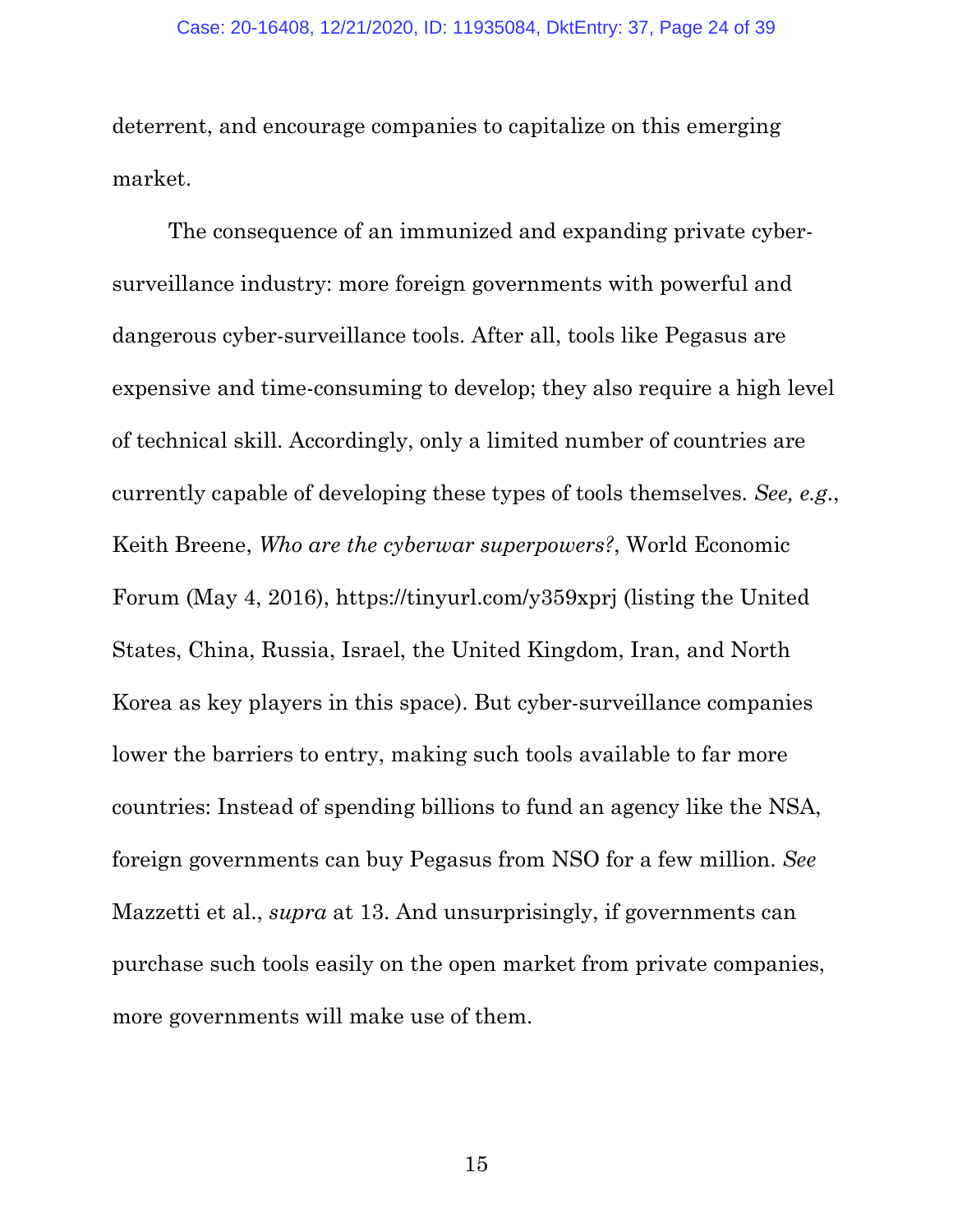deterrent, and encourage companies to capitalize on this emerging market.

The consequence of an immunized and expanding private cyber-surveillance industry: more foreign governments with powerful and dangerous cyber-surveillance tools. After all, tools like Pegasus are expensive and time-consuming to develop; they also require a high level of technical skill. Accordingly, only a limited number of countries are currently capable of developing these types of tools themselves. *See, e.g.*, Keith Breene, *Who are the cyberwar superpowers?*, World Economic Forum (May 4, 2016), https://tinyurl.com/y359xprj (listing the United States, China, Russia, Israel, the United Kingdom, Iran, and North Korea as key players in this space). But cyber-surveillance companies lower the barriers to entry, making such tools available to far more countries: Instead of spending billions to fund an agency like the NSA, foreign governments can buy Pegasus from NSO for a few million. *See* Mazzetti et al., *supra* at 13. And unsurprisingly, if governments can purchase such tools easily on the open market from private companies, more governments will make use of them.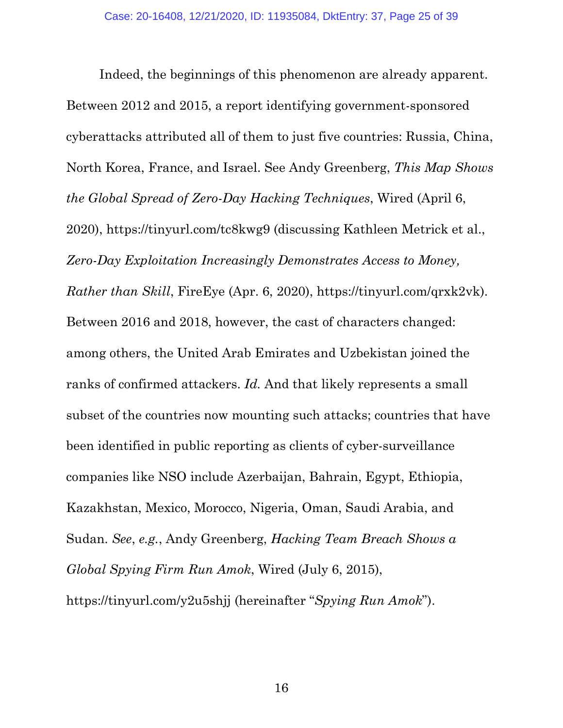Indeed, the beginnings of this phenomenon are already apparent. Between 2012 and 2015, a report identifying government-sponsored cyberattacks attributed all of them to just five countries: Russia, China, North Korea, France, and Israel. See Andy Greenberg, *This Map Shows the Global Spread of Zero-Day Hacking Techniques*, Wired (April 6, 2020), https://tinyurl.com/tc8kwg9 (discussing Kathleen Metrick et al., *Zero-Day Exploitation Increasingly Demonstrates Access to Money, Rather than Skill*, FireEye (Apr. 6, 2020), https://tinyurl.com/qrxk2vk). Between 2016 and 2018, however, the cast of characters changed: among others, the United Arab Emirates and Uzbekistan joined the ranks of confirmed attackers. *Id.* And that likely represents a small subset of the countries now mounting such attacks; countries that have been identified in public reporting as clients of cyber-surveillance companies like NSO include Azerbaijan, Bahrain, Egypt, Ethiopia, Kazakhstan, Mexico, Morocco, Nigeria, Oman, Saudi Arabia, and Sudan. *See*, *e.g.*, Andy Greenberg, *Hacking Team Breach Shows a Global Spying Firm Run Amok*, Wired (July 6, 2015), https://tinyurl.com/y2u5shjj (hereinafter "*Spying Run Amok*").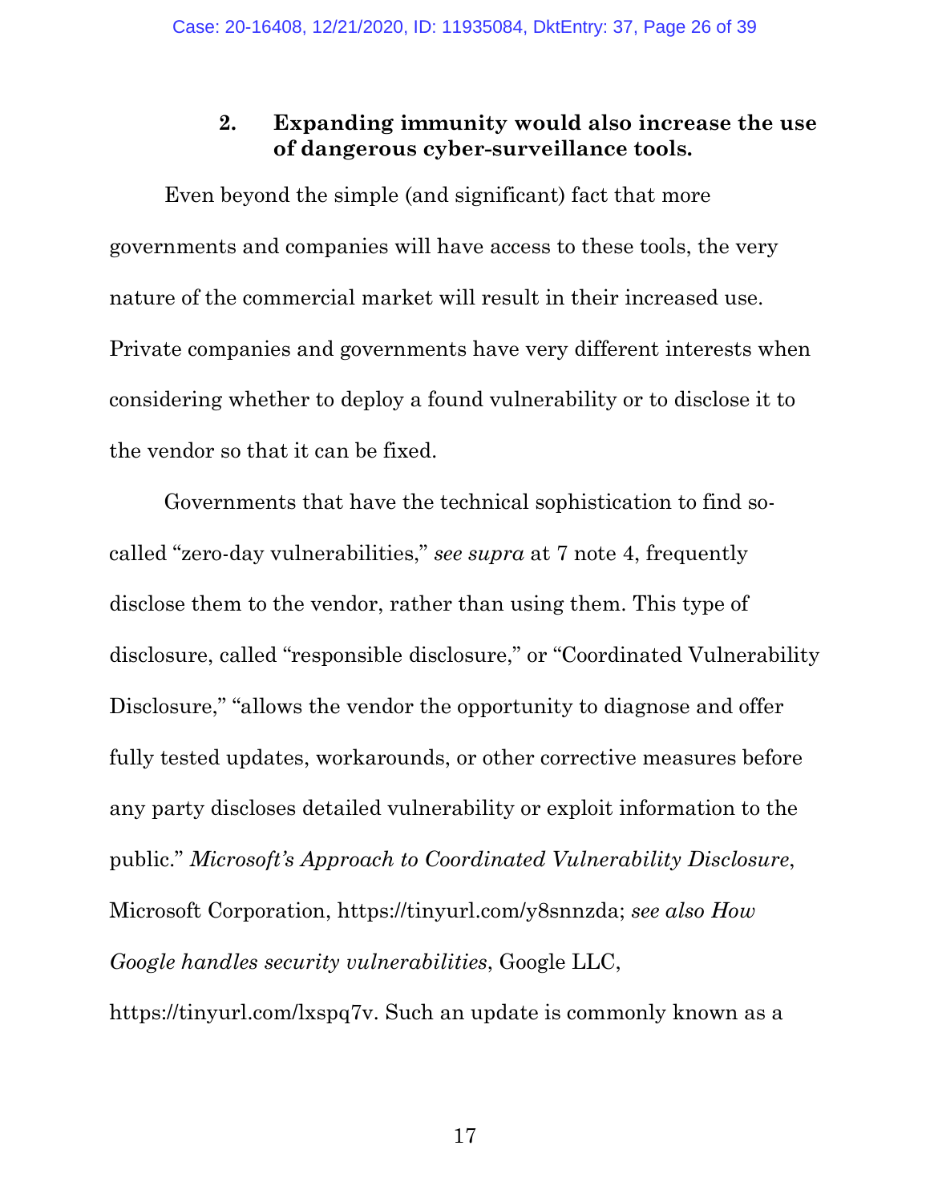### 2. Expanding immunity would also increase the use of dangerous cyber-surveillance tools.

Even beyond the simple (and significant) fact that more governments and companies will have access to these tools, the very nature of the commercial market will result in their increased use. Private companies and governments have very different interests when considering whether to deploy a found vulnerability or to disclose it to the vendor so that it can be fixed.

Governments that have the technical sophistication to find so-called "zero-day vulnerabilities," *see supra* at 7 note 4, frequently disclose them to the vendor, rather than using them. This type of disclosure, called "responsible disclosure," or "Coordinated Vulnerability Disclosure," "allows the vendor the opportunity to diagnose and offer fully tested updates, workarounds, or other corrective measures before any party discloses detailed vulnerability or exploit information to the public." *Microsoft's Approach to Coordinated Vulnerability Disclosure*, Microsoft Corporation, https://tinyurl.com/y8snnzda; *see also How Google handles security vulnerabilities*, Google LLC, https://tinyurl.com/lxspq7v. Such an update is commonly known as a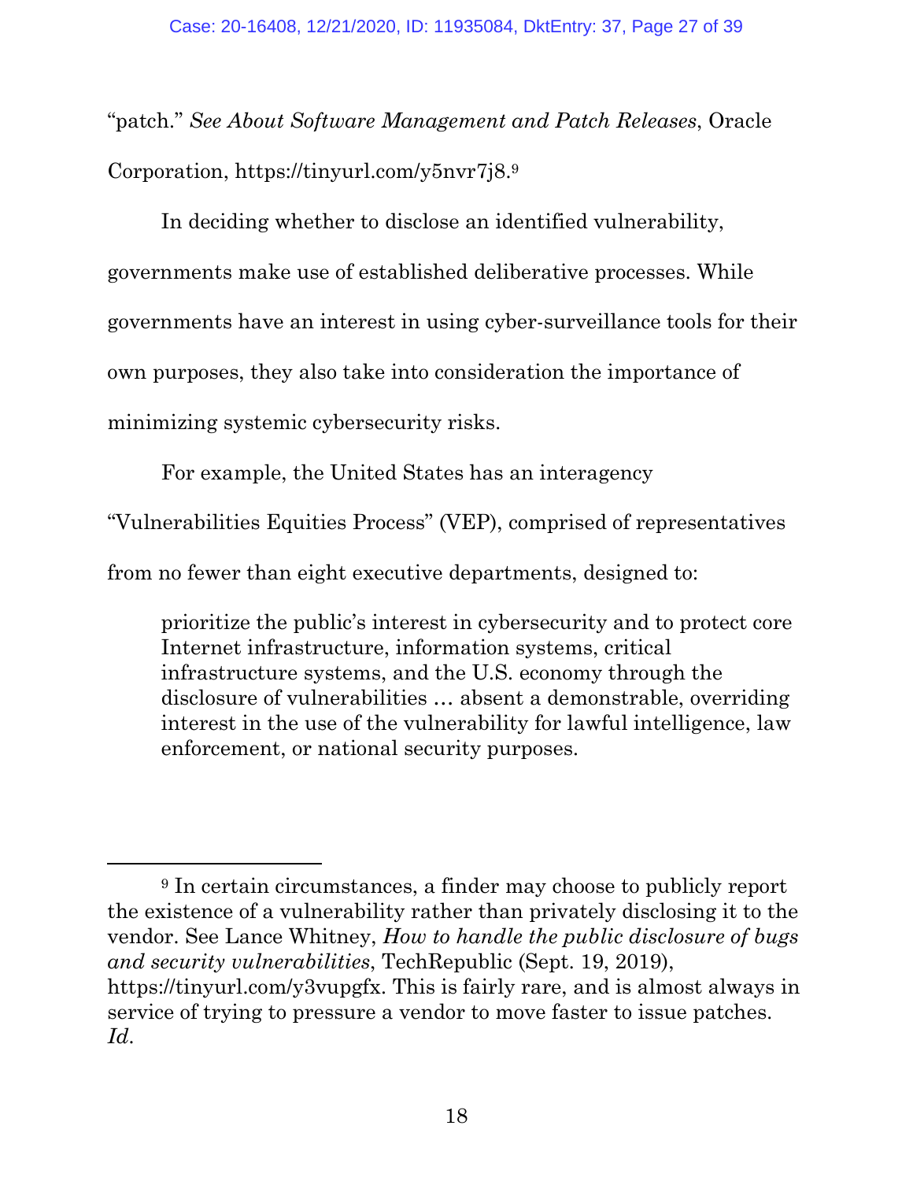"patch." *See About Software Management and Patch Releases*, Oracle Corporation, https://tinyurl.com/y5nvr7j8.[9]

In deciding whether to disclose an identified vulnerability, governments make use of established deliberative processes. While governments have an interest in using cyber-surveillance tools for their own purposes, they also take into consideration the importance of minimizing systemic cybersecurity risks.

For example, the United States has an interagency "Vulnerabilities Equities Process" (VEP), comprised of representatives from no fewer than eight executive departments, designed to:

> prioritize the public's interest in cybersecurity and to protect core Internet infrastructure, information systems, critical infrastructure systems, and the U.S. economy through the disclosure of vulnerabilities … absent a demonstrable, overriding interest in the use of the vulnerability for lawful intelligence, law enforcement, or national security purposes.

---

[9] In certain circumstances, a finder may choose to publicly report the existence of a vulnerability rather than privately disclosing it to the vendor. See Lance Whitney, *How to handle the public disclosure of bugs and security vulnerabilities*, TechRepublic (Sept. 19, 2019), https://tinyurl.com/y3vupgfx. This is fairly rare, and is almost always in service of trying to pressure a vendor to move faster to issue patches. *Id.*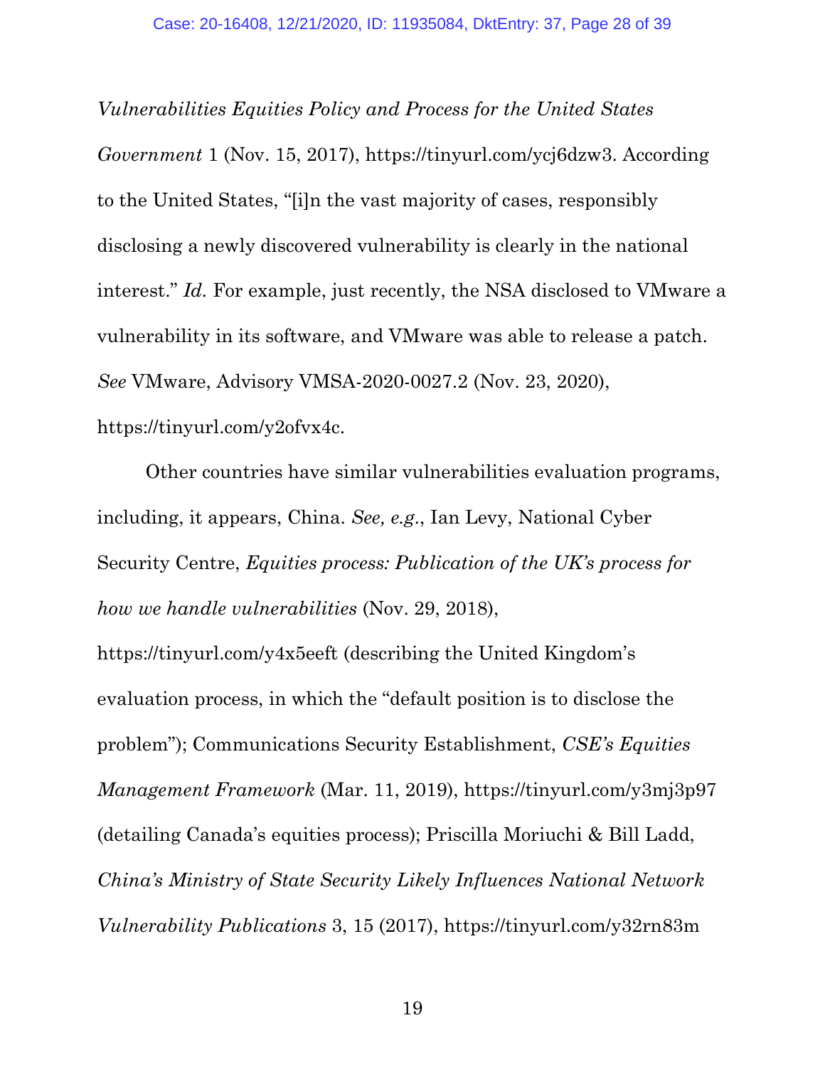*Vulnerabilities Equities Policy and Process for the United States Government* 1 (Nov. 15, 2017), https://tinyurl.com/ycj6dzw3. According to the United States, "[i]n the vast majority of cases, responsibly disclosing a newly discovered vulnerability is clearly in the national interest." *Id.* For example, just recently, the NSA disclosed to VMware a vulnerability in its software, and VMware was able to release a patch. *See* VMware, Advisory VMSA-2020-0027.2 (Nov. 23, 2020), https://tinyurl.com/y2ofvx4c.

Other countries have similar vulnerabilities evaluation programs, including, it appears, China. *See, e.g.*, Ian Levy, National Cyber Security Centre, *Equities process: Publication of the UK's process for how we handle vulnerabilities* (Nov. 29, 2018), https://tinyurl.com/y4x5eeft (describing the United Kingdom's evaluation process, in which the "default position is to disclose the problem"); Communications Security Establishment, *CSE's Equities Management Framework* (Mar. 11, 2019), https://tinyurl.com/y3mj3p97 (detailing Canada's equities process); Priscilla Moriuchi & Bill Ladd, *China's Ministry of State Security Likely Influences National Network Vulnerability Publications* 3, 15 (2017), https://tinyurl.com/y32rn83m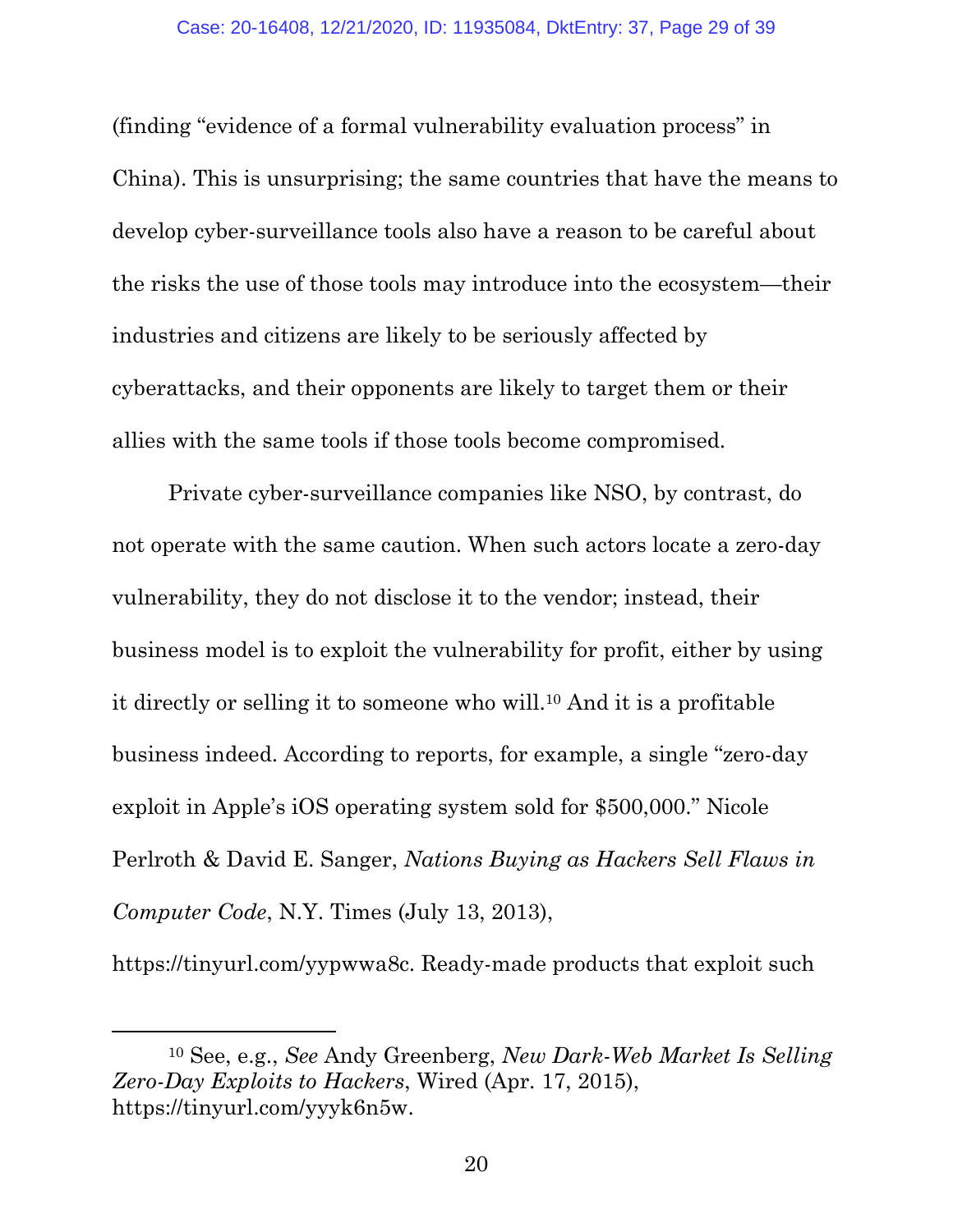(finding "evidence of a formal vulnerability evaluation process" in China). This is unsurprising; the same countries that have the means to develop cyber-surveillance tools also have a reason to be careful about the risks the use of those tools may introduce into the ecosystem—their industries and citizens are likely to be seriously affected by cyberattacks, and their opponents are likely to target them or their allies with the same tools if those tools become compromised.

Private cyber-surveillance companies like NSO, by contrast, do not operate with the same caution. When such actors locate a zero-day vulnerability, they do not disclose it to the vendor; instead, their business model is to exploit the vulnerability for profit, either by using it directly or selling it to someone who will.[10] And it is a profitable business indeed. According to reports, for example, a single "zero-day exploit in Apple's iOS operating system sold for $500,000." Nicole Perlroth & David E. Sanger, *Nations Buying as Hackers Sell Flaws in Computer Code*, N.Y. Times (July 13, 2013), https://tinyurl.com/yypwwa8c. Ready-made products that exploit such

---

[10] See, e.g., *See* Andy Greenberg, *New Dark-Web Market Is Selling Zero-Day Exploits to Hackers*, Wired (Apr. 17, 2015), https://tinyurl.com/yyyk6n5w.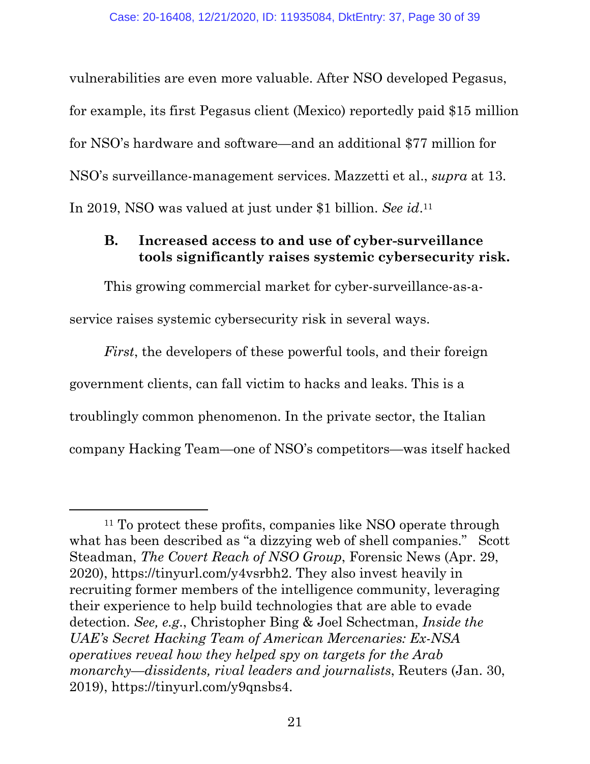vulnerabilities are even more valuable. After NSO developed Pegasus, for example, its first Pegasus client (Mexico) reportedly paid $15 million for NSO's hardware and software—and an additional $77 million for NSO's surveillance-management services. Mazzetti et al., *supra* at 13. In 2019, NSO was valued at just under $1 billion. *See id*.[11]

### B. Increased access to and use of cyber-surveillance tools significantly raises systemic cybersecurity risk.

This growing commercial market for cyber-surveillance-as-a-service raises systemic cybersecurity risk in several ways.

*First*, the developers of these powerful tools, and their foreign government clients, can fall victim to hacks and leaks. This is a troublingly common phenomenon. In the private sector, the Italian company Hacking Team—one of NSO's competitors—was itself hacked

---

[11] To protect these profits, companies like NSO operate through what has been described as "a dizzying web of shell companies." Scott Steadman, *The Covert Reach of NSO Group*, Forensic News (Apr. 29, 2020), https://tinyurl.com/y4vsrbh2. They also invest heavily in recruiting former members of the intelligence community, leveraging their experience to help build technologies that are able to evade detection. *See, e.g.*, Christopher Bing & Joel Schectman, *Inside the UAE's Secret Hacking Team of American Mercenaries: Ex-NSA operatives reveal how they helped spy on targets for the Arab monarchy—dissidents, rival leaders and journalists*, Reuters (Jan. 30, 2019), https://tinyurl.com/y9qnsbs4.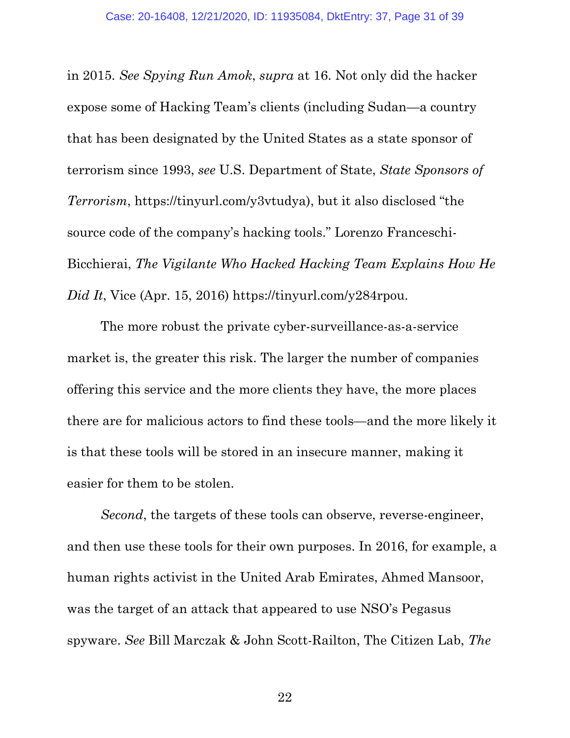in 2015. *See Spying Run Amok*, *supra* at 16. Not only did the hacker expose some of Hacking Team's clients (including Sudan—a country that has been designated by the United States as a state sponsor of terrorism since 1993, *see* U.S. Department of State, *State Sponsors of Terrorism*, https://tinyurl.com/y3vtudya), but it also disclosed "the source code of the company's hacking tools." Lorenzo Franceschi-Bicchierai, *The Vigilante Who Hacked Hacking Team Explains How He Did It*, Vice (Apr. 15, 2016) https://tinyurl.com/y284rpou.

The more robust the private cyber-surveillance-as-a-service market is, the greater this risk. The larger the number of companies offering this service and the more clients they have, the more places there are for malicious actors to find these tools—and the more likely it is that these tools will be stored in an insecure manner, making it easier for them to be stolen.

*Second*, the targets of these tools can observe, reverse-engineer, and then use these tools for their own purposes. In 2016, for example, a human rights activist in the United Arab Emirates, Ahmed Mansoor, was the target of an attack that appeared to use NSO's Pegasus spyware. *See* Bill Marczak & John Scott-Railton, The Citizen Lab, *The*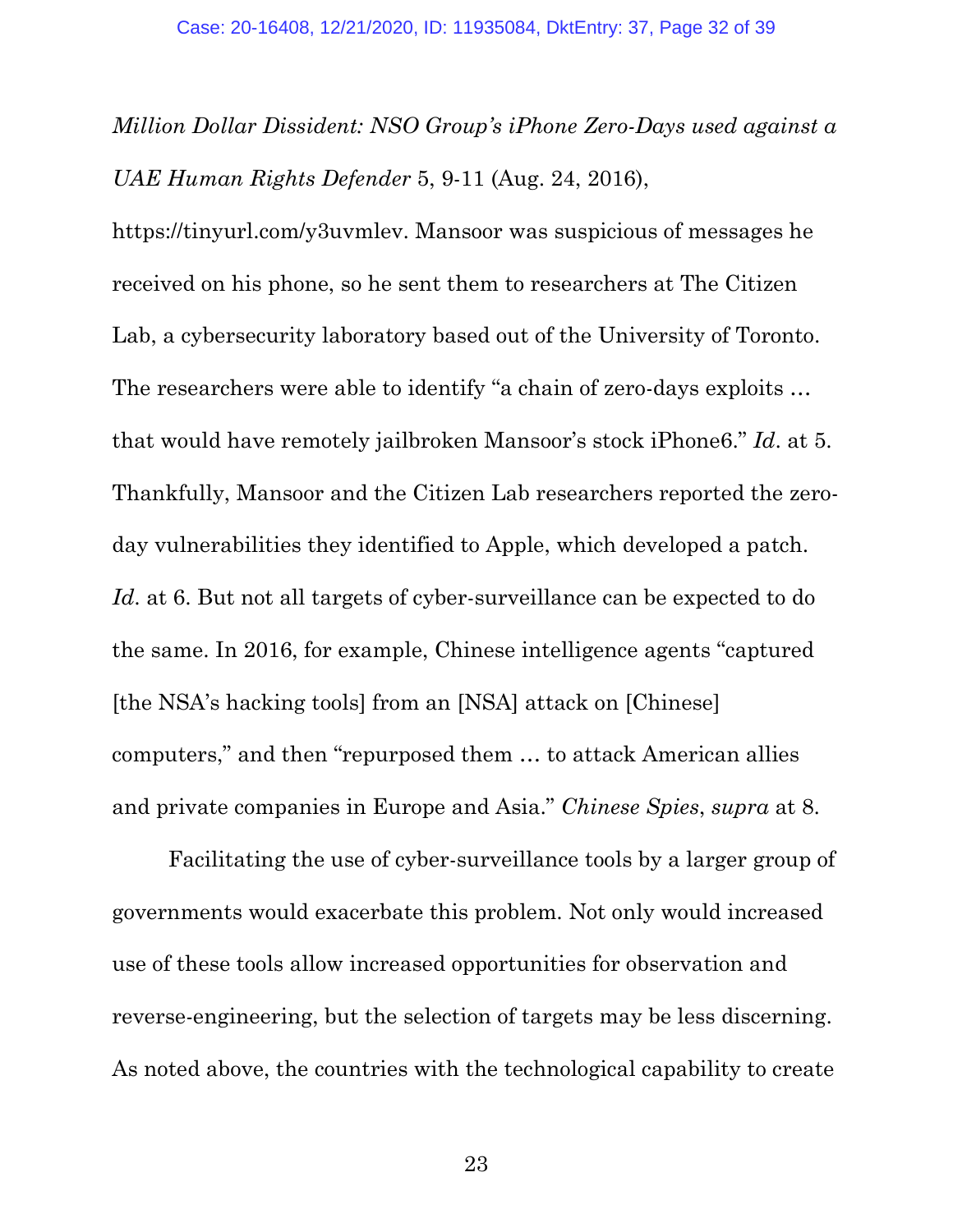*Million Dollar Dissident: NSO Group's iPhone Zero-Days used against a UAE Human Rights Defender* 5, 9-11 (Aug. 24, 2016), https://tinyurl.com/y3uvmlev. Mansoor was suspicious of messages he received on his phone, so he sent them to researchers at The Citizen Lab, a cybersecurity laboratory based out of the University of Toronto. The researchers were able to identify "a chain of zero-days exploits … that would have remotely jailbroken Mansoor's stock iPhone6." *Id*. at 5. Thankfully, Mansoor and the Citizen Lab researchers reported the zero-day vulnerabilities they identified to Apple, which developed a patch. *Id*. at 6. But not all targets of cyber-surveillance can be expected to do the same. In 2016, for example, Chinese intelligence agents "captured [the NSA's hacking tools] from an [NSA] attack on [Chinese] computers," and then "repurposed them … to attack American allies and private companies in Europe and Asia." *Chinese Spies*, *supra* at 8.

Facilitating the use of cyber-surveillance tools by a larger group of governments would exacerbate this problem. Not only would increased use of these tools allow increased opportunities for observation and reverse-engineering, but the selection of targets may be less discerning. As noted above, the countries with the technological capability to create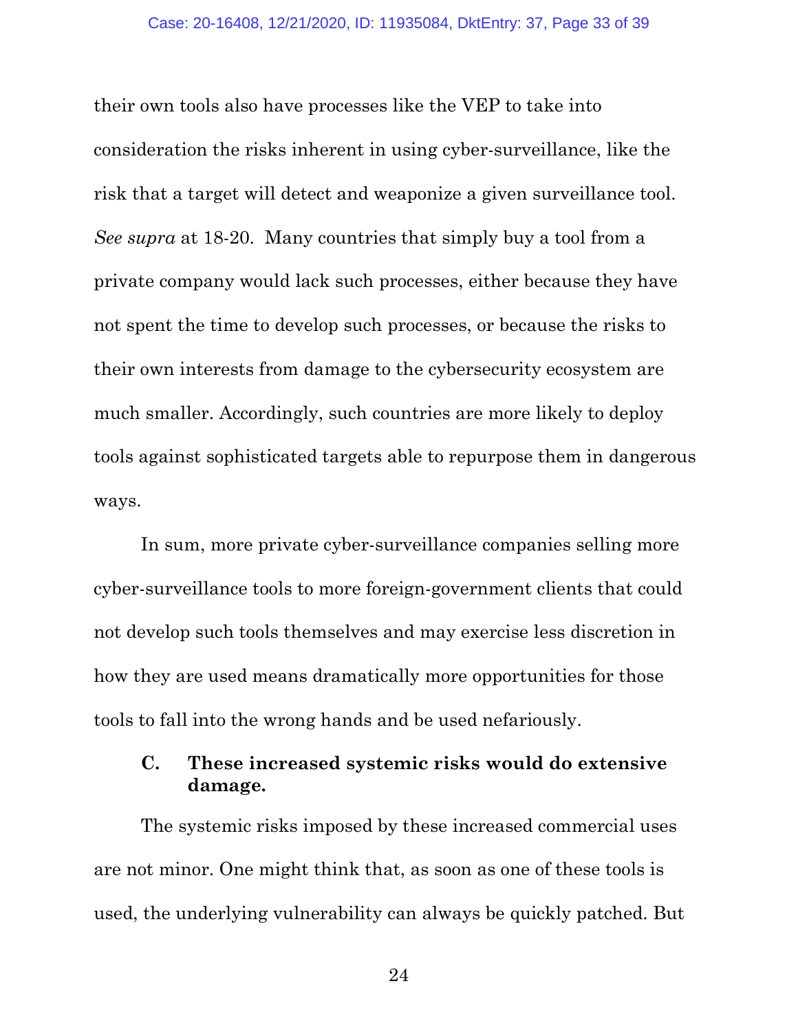their own tools also have processes like the VEP to take into consideration the risks inherent in using cyber-surveillance, like the risk that a target will detect and weaponize a given surveillance tool. *See supra* at 18-20. Many countries that simply buy a tool from a private company would lack such processes, either because they have not spent the time to develop such processes, or because the risks to their own interests from damage to the cybersecurity ecosystem are much smaller. Accordingly, such countries are more likely to deploy tools against sophisticated targets able to repurpose them in dangerous ways.

In sum, more private cyber-surveillance companies selling more cyber-surveillance tools to more foreign-government clients that could not develop such tools themselves and may exercise less discretion in how they are used means dramatically more opportunities for those tools to fall into the wrong hands and be used nefariously.

### C. These increased systemic risks would do extensive damage.

The systemic risks imposed by these increased commercial uses are not minor. One might think that, as soon as one of these tools is used, the underlying vulnerability can always be quickly patched. But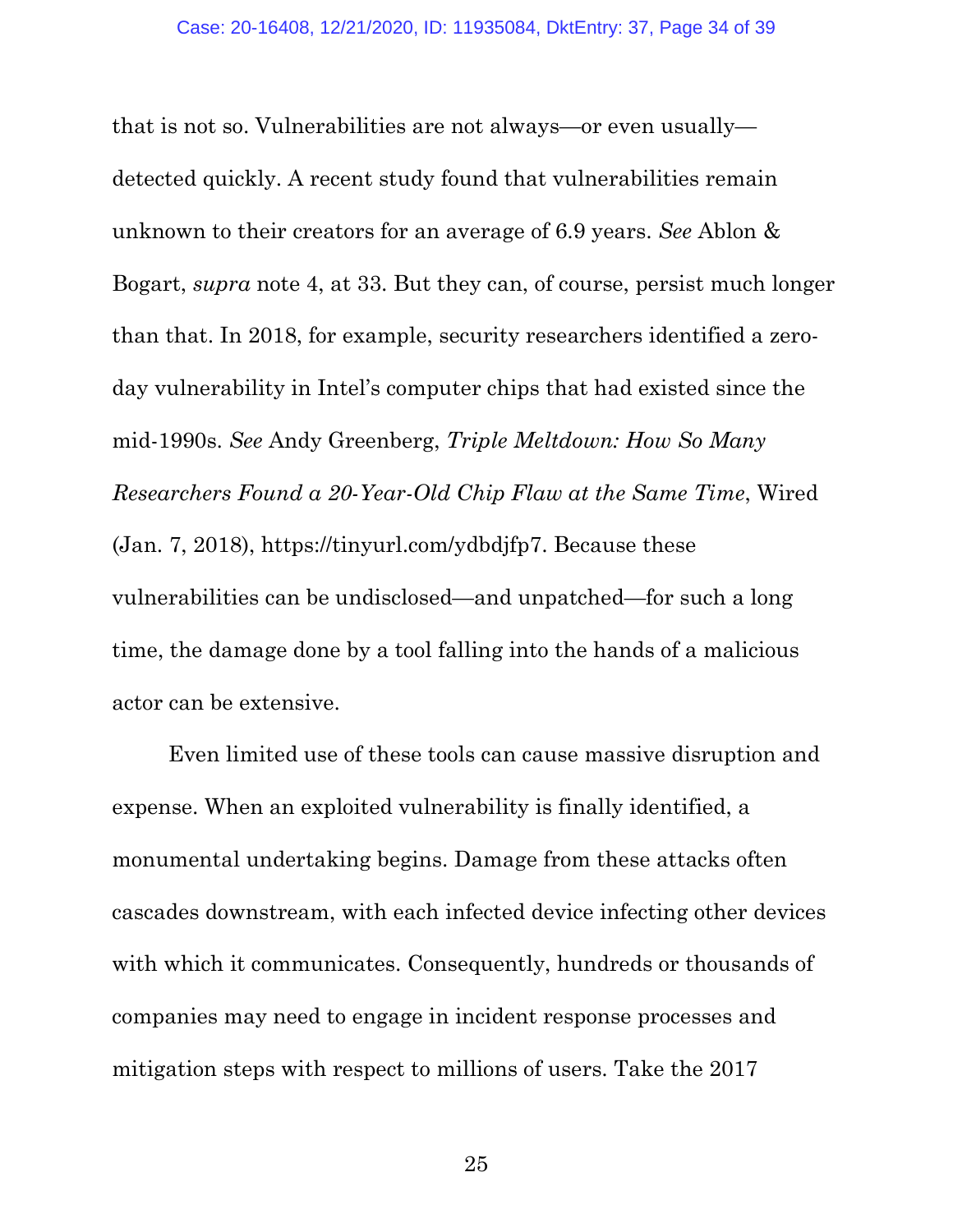that is not so. Vulnerabilities are not always—or even usually—detected quickly. A recent study found that vulnerabilities remain unknown to their creators for an average of 6.9 years. *See* Ablon & Bogart, *supra* note 4, at 33. But they can, of course, persist much longer than that. In 2018, for example, security researchers identified a zero-day vulnerability in Intel's computer chips that had existed since the mid-1990s. *See* Andy Greenberg, *Triple Meltdown: How So Many Researchers Found a 20-Year-Old Chip Flaw at the Same Time*, Wired (Jan. 7, 2018), https://tinyurl.com/ydbdjfp7. Because these vulnerabilities can be undisclosed—and unpatched—for such a long time, the damage done by a tool falling into the hands of a malicious actor can be extensive.

Even limited use of these tools can cause massive disruption and expense. When an exploited vulnerability is finally identified, a monumental undertaking begins. Damage from these attacks often cascades downstream, with each infected device infecting other devices with which it communicates. Consequently, hundreds or thousands of companies may need to engage in incident response processes and mitigation steps with respect to millions of users. Take the 2017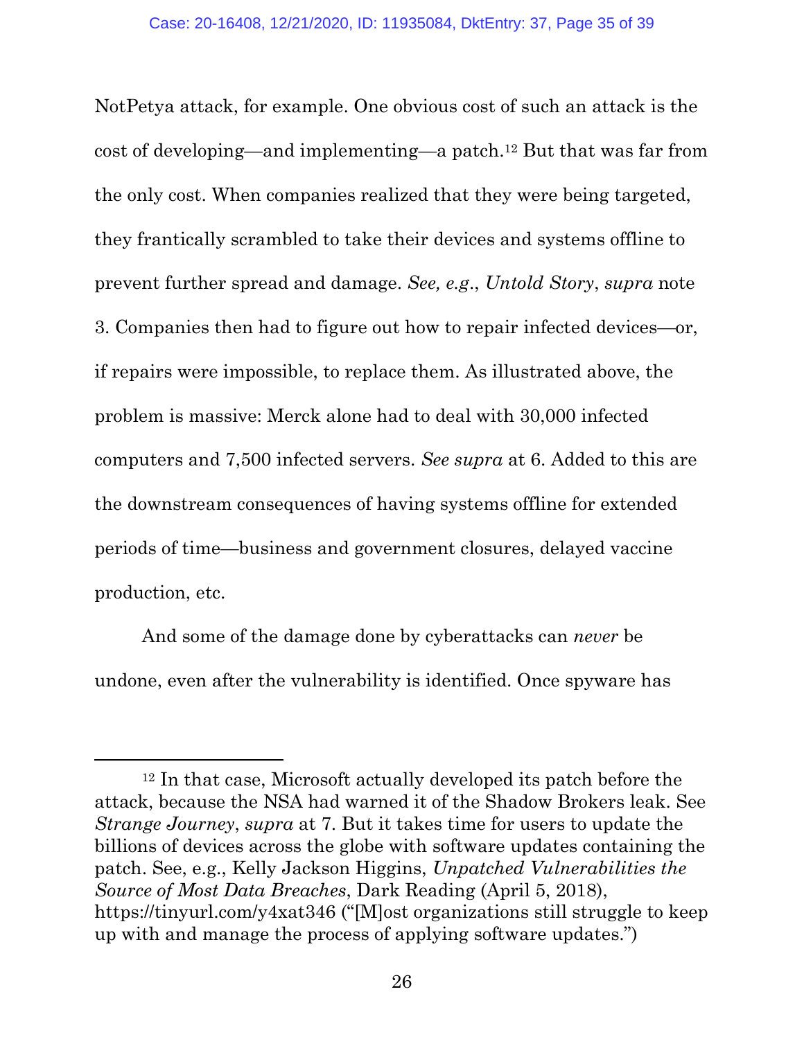NotPetya attack, for example. One obvious cost of such an attack is the cost of developing—and implementing—a patch.[12] But that was far from the only cost. When companies realized that they were being targeted, they frantically scrambled to take their devices and systems offline to prevent further spread and damage. *See, e.g.*, *Untold Story*, *supra* note 3. Companies then had to figure out how to repair infected devices—or, if repairs were impossible, to replace them. As illustrated above, the problem is massive: Merck alone had to deal with 30,000 infected computers and 7,500 infected servers. *See supra* at 6. Added to this are the downstream consequences of having systems offline for extended periods of time—business and government closures, delayed vaccine production, etc.

And some of the damage done by cyberattacks can *never* be undone, even after the vulnerability is identified. Once spyware has

---

[12] In that case, Microsoft actually developed its patch before the attack, because the NSA had warned it of the Shadow Brokers leak. See *Strange Journey*, *supra* at 7. But it takes time for users to update the billions of devices across the globe with software updates containing the patch. See, e.g., Kelly Jackson Higgins, *Unpatched Vulnerabilities the Source of Most Data Breaches*, Dark Reading (April 5, 2018), https://tinyurl.com/y4xat346 ("[M]ost organizations still struggle to keep up with and manage the process of applying software updates.")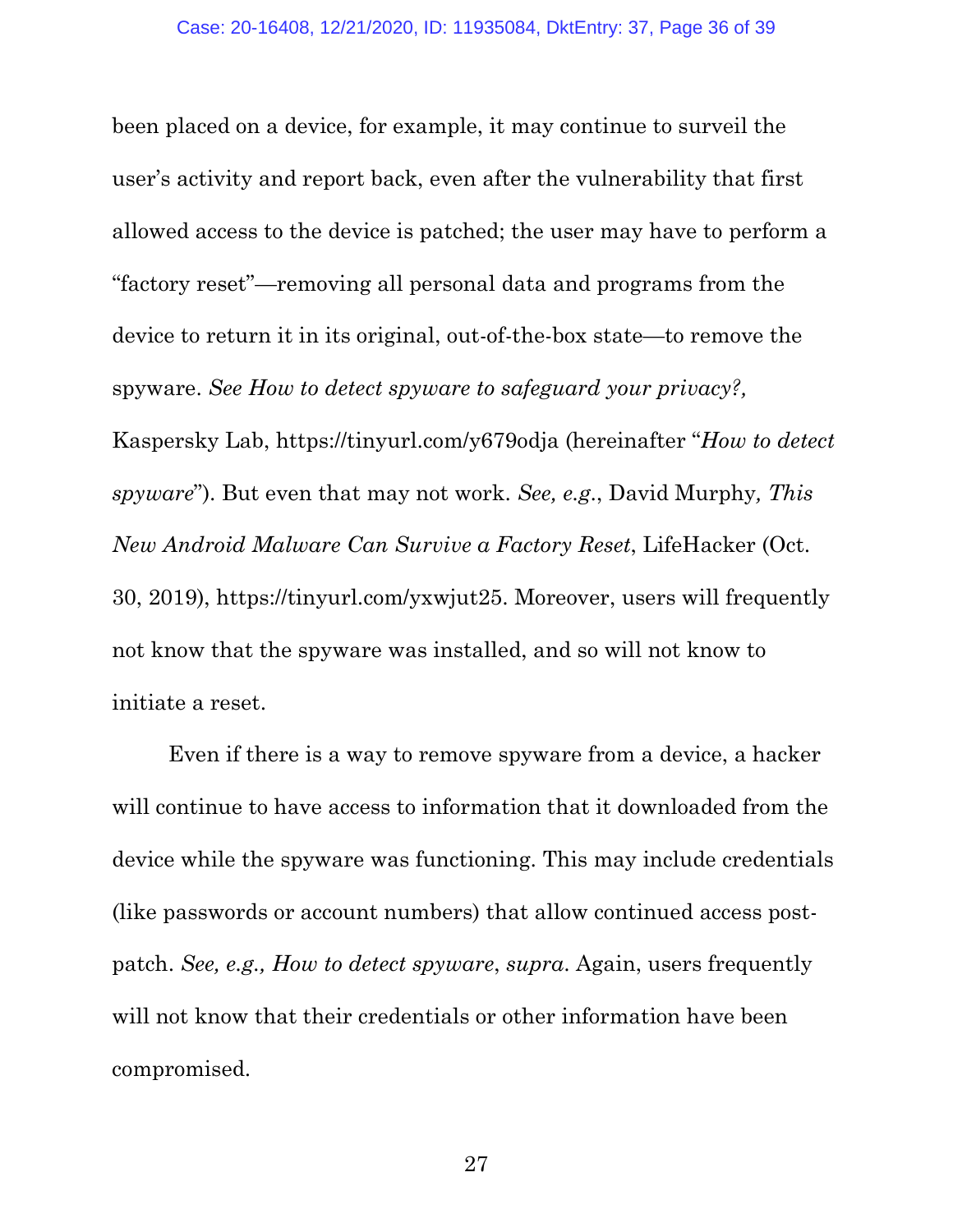been placed on a device, for example, it may continue to surveil the user's activity and report back, even after the vulnerability that first allowed access to the device is patched; the user may have to perform a "factory reset"—removing all personal data and programs from the device to return it in its original, out-of-the-box state—to remove the spyware. *See How to detect spyware to safeguard your privacy?,* Kaspersky Lab, https://tinyurl.com/y679odja (hereinafter "*How to detect spyware*"). But even that may not work. *See, e.g.*, David Murphy*, This New Android Malware Can Survive a Factory Reset*, LifeHacker (Oct. 30, 2019), https://tinyurl.com/yxwjut25. Moreover, users will frequently not know that the spyware was installed, and so will not know to initiate a reset.

Even if there is a way to remove spyware from a device, a hacker will continue to have access to information that it downloaded from the device while the spyware was functioning. This may include credentials (like passwords or account numbers) that allow continued access post-patch. *See, e.g., How to detect spyware*, *supra*. Again, users frequently will not know that their credentials or other information have been compromised.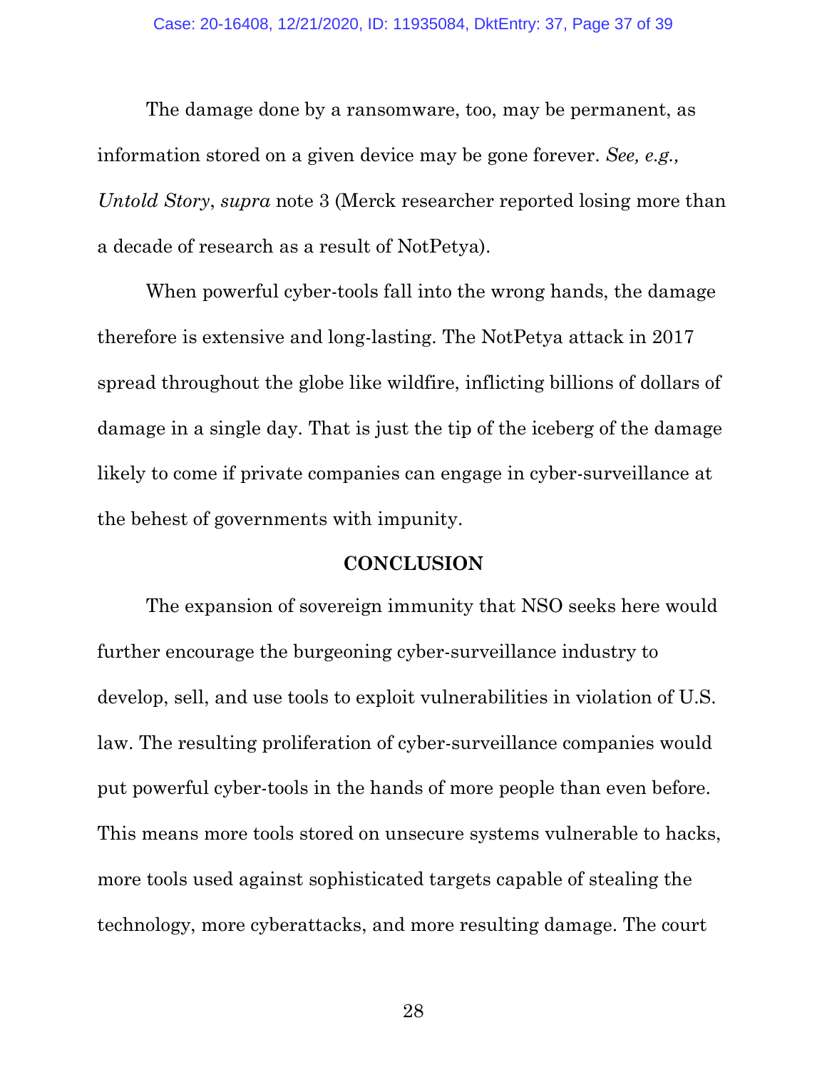The damage done by a ransomware, too, may be permanent, as information stored on a given device may be gone forever. *See, e.g., Untold Story*, *supra* note 3 (Merck researcher reported losing more than a decade of research as a result of NotPetya).

When powerful cyber-tools fall into the wrong hands, the damage therefore is extensive and long-lasting. The NotPetya attack in 2017 spread throughout the globe like wildfire, inflicting billions of dollars of damage in a single day. That is just the tip of the iceberg of the damage likely to come if private companies can engage in cyber-surveillance at the behest of governments with impunity.

## CONCLUSION

The expansion of sovereign immunity that NSO seeks here would further encourage the burgeoning cyber-surveillance industry to develop, sell, and use tools to exploit vulnerabilities in violation of U.S. law. The resulting proliferation of cyber-surveillance companies would put powerful cyber-tools in the hands of more people than even before. This means more tools stored on unsecure systems vulnerable to hacks, more tools used against sophisticated targets capable of stealing the technology, more cyberattacks, and more resulting damage. The court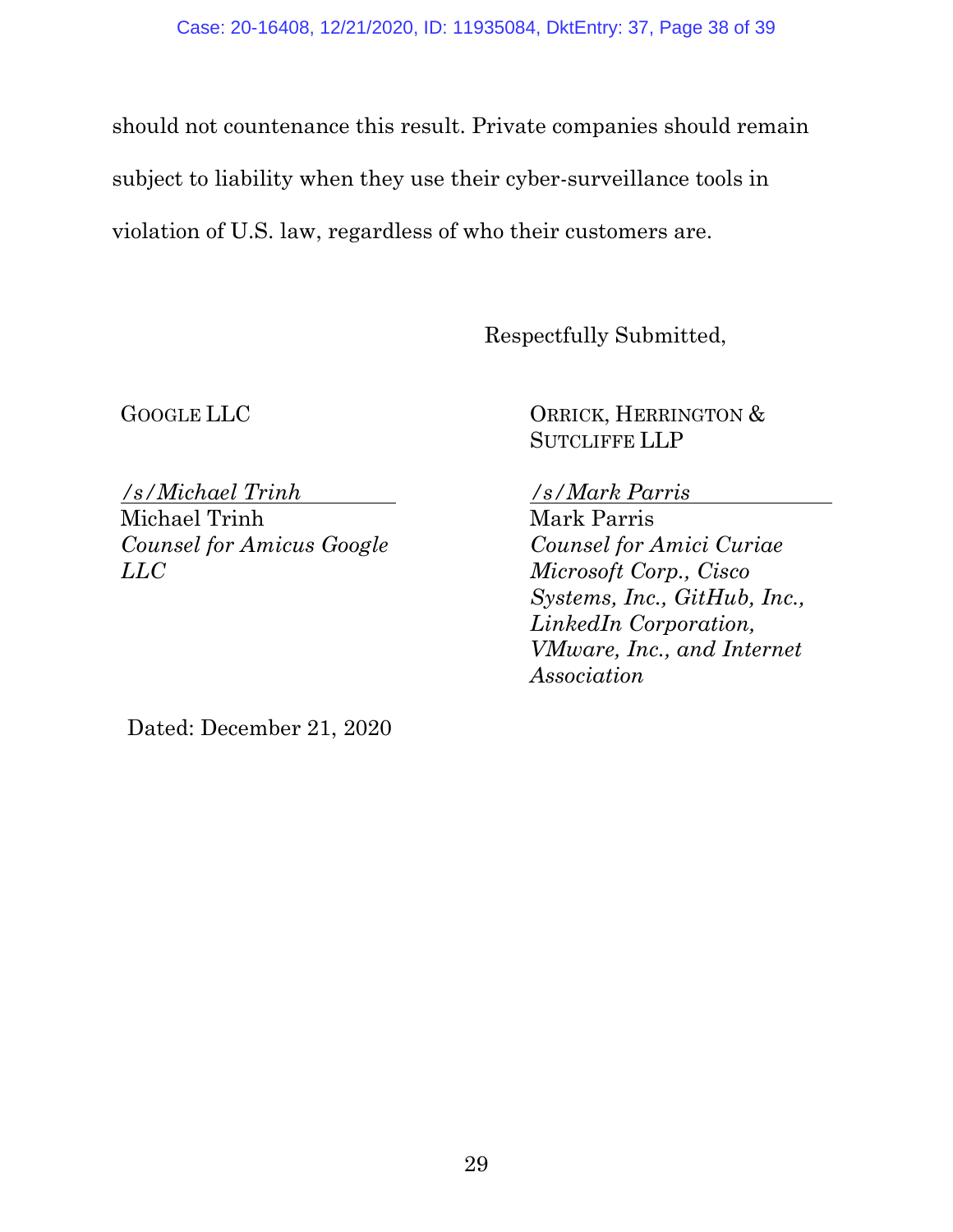should not countenance this result. Private companies should remain subject to liability when they use their cyber-surveillance tools in violation of U.S. law, regardless of who their customers are.

Respectfully Submitted,

GOOGLE LLC

*/s/Michael Trinh*
Michael Trinh
*Counsel for Amicus Google LLC*

ORRICK, HERRINGTON & SUTCLIFFE LLP

*/s/Mark Parris*
Mark Parris
*Counsel for Amici Curiae Microsoft Corp., Cisco Systems, Inc., GitHub, Inc., LinkedIn Corporation, VMware, Inc., and Internet Association*

Dated: December 21, 2020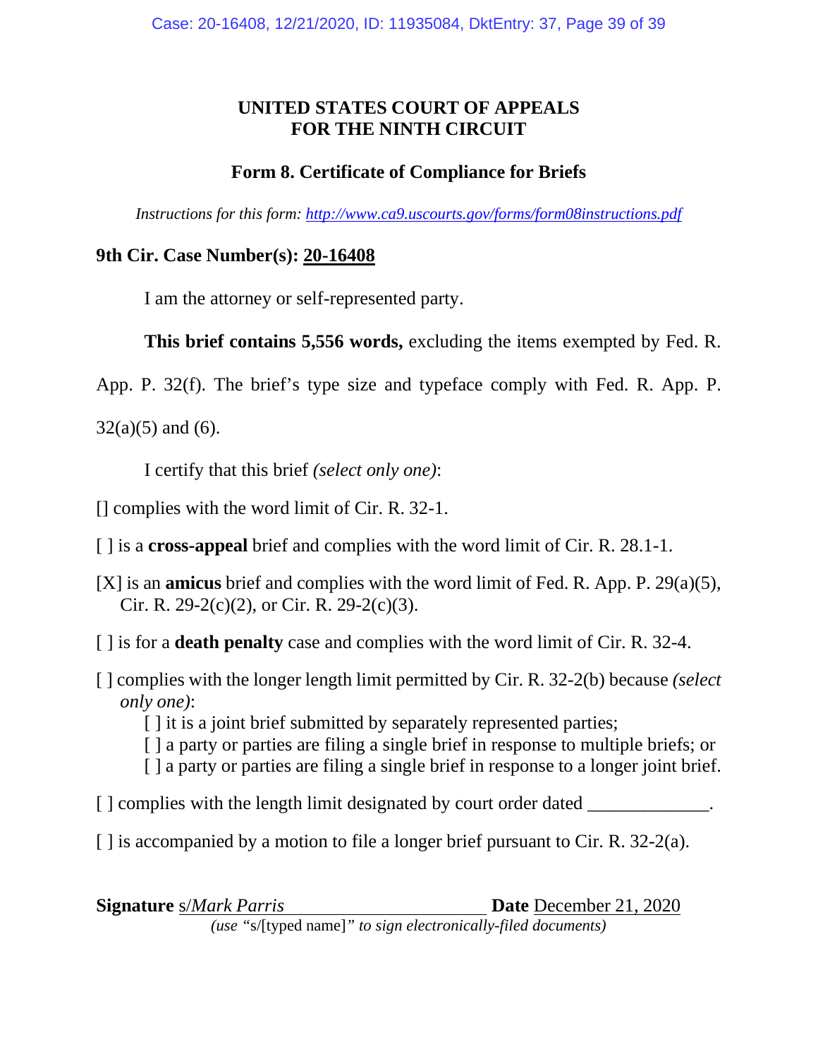**UNITED STATES COURT OF APPEALS**
**FOR THE NINTH CIRCUIT**

**Form 8. Certificate of Compliance for Briefs**

*Instructions for this form: http://www.ca9.uscourts.gov/forms/form08instructions.pdf*

**9th Cir. Case Number(s): 20-16408**

I am the attorney or self-represented party.

**This brief contains 5,556 words,** excluding the items exempted by Fed. R. App. P. 32(f). The brief's type size and typeface comply with Fed. R. App. P. 32(a)(5) and (6).

I certify that this brief *(select only one)*:

[] complies with the word limit of Cir. R. 32-1.

[ ] is a **cross-appeal** brief and complies with the word limit of Cir. R. 28.1-1.

[X] is an **amicus** brief and complies with the word limit of Fed. R. App. P. 29(a)(5), Cir. R. 29-2(c)(2), or Cir. R. 29-2(c)(3).

[ ] is for a **death penalty** case and complies with the word limit of Cir. R. 32-4.

[ ] complies with the longer length limit permitted by Cir. R. 32-2(b) because *(select only one)*:

[ ] it is a joint brief submitted by separately represented parties;
[ ] a party or parties are filing a single brief in response to multiple briefs; or
[ ] a party or parties are filing a single brief in response to a longer joint brief.

[ ] complies with the length limit designated by court order dated _____________.

[ ] is accompanied by a motion to file a longer brief pursuant to Cir. R. 32-2(a).

**Signature** s/*Mark Parris* **Date** December 21, 2020
*(use "*s/[typed name]*" to sign electronically-filed documents)*